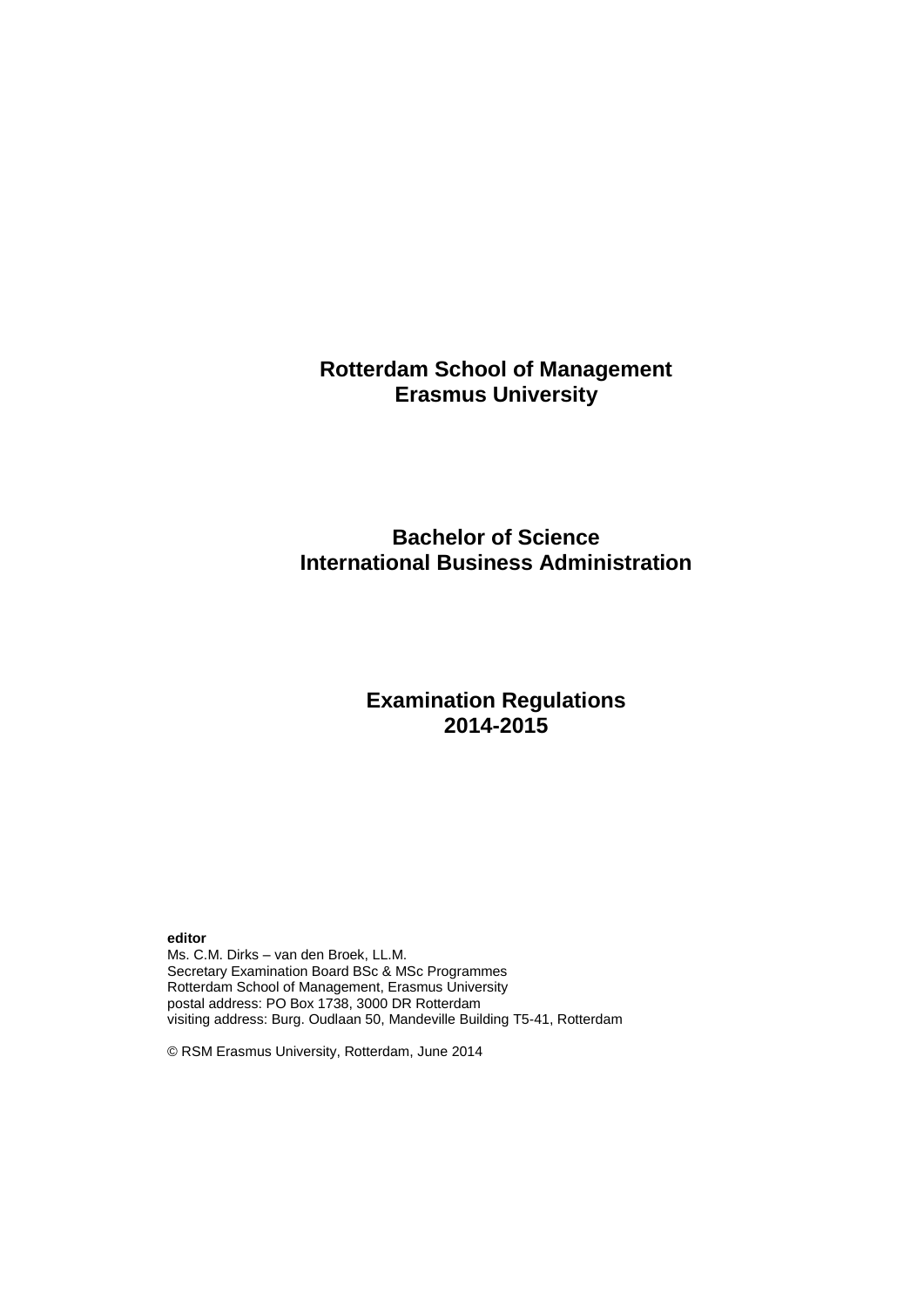# Rotterdam School of Management
# Erasmus University

## Bachelor of Science
## International Business Administration

## Examination Regulations
## 2014-2015

**editor**
Ms. C.M. Dirks – van den Broek, LL.M.
Secretary Examination Board BSc & MSc Programmes
Rotterdam School of Management, Erasmus University
postal address: PO Box 1738, 3000 DR Rotterdam
visiting address: Burg. Oudlaan 50, Mandeville Building T5-41, Rotterdam

© RSM Erasmus University, Rotterdam, June 2014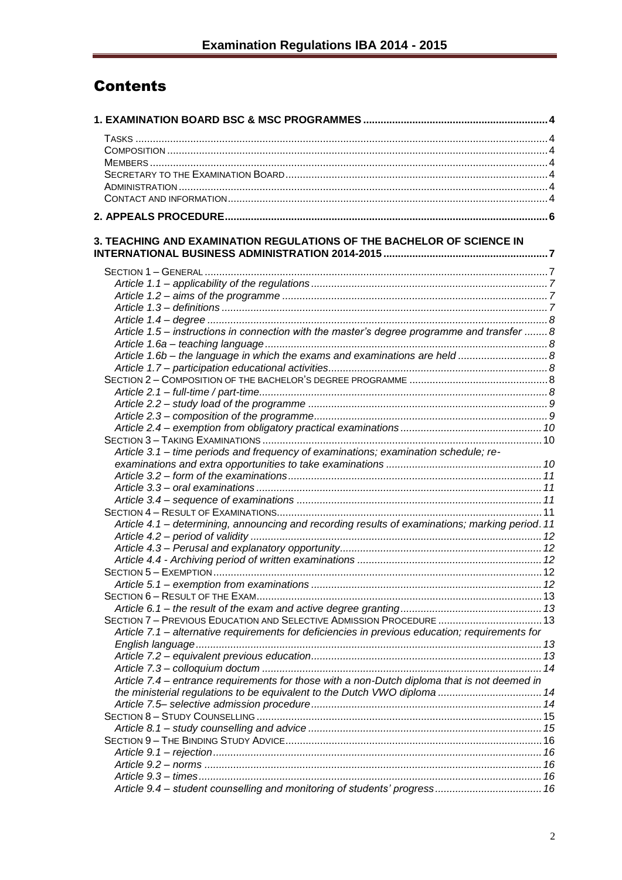# Contents

**1. EXAMINATION BOARD BSC & MSC PROGRAMMES** .... 4

- TASKS .... 4
- COMPOSITION .... 4
- MEMBERS .... 4
- SECRETARY TO THE EXAMINATION BOARD .... 4
- ADMINISTRATION .... 4
- CONTACT AND INFORMATION .... 4

**2. APPEALS PROCEDURE** .... 6

**3. TEACHING AND EXAMINATION REGULATIONS OF THE BACHELOR OF SCIENCE IN INTERNATIONAL BUSINESS ADMINISTRATION 2014-2015** .... 7

- SECTION 1 – GENERAL .... 7
  - *Article 1.1 – applicability of the regulations* .... 7
  - *Article 1.2 – aims of the programme* .... 7
  - *Article 1.3 – definitions* .... 7
  - *Article 1.4 – degree* .... 8
  - *Article 1.5 – instructions in connection with the master's degree programme and transfer* .... 8
  - *Article 1.6a – teaching language* .... 8
  - *Article 1.6b – the language in which the exams and examinations are held* .... 8
  - *Article 1.7 – participation educational activities* .... 8
- SECTION 2 – COMPOSITION OF THE BACHELOR'S DEGREE PROGRAMME .... 8
  - *Article 2.1 – full-time / part-time* .... 8
  - *Article 2.2 – study load of the programme* .... 9
  - *Article 2.3 – composition of the programme* .... 9
  - *Article 2.4 – exemption from obligatory practical examinations* .... 10
- SECTION 3 – TAKING EXAMINATIONS .... 10
  - *Article 3.1 – time periods and frequency of examinations; examination schedule; re-examinations and extra opportunities to take examinations* .... 10
  - *Article 3.2 – form of the examinations* .... 11
  - *Article 3.3 – oral examinations* .... 11
  - *Article 3.4 – sequence of examinations* .... 11
- SECTION 4 – RESULT OF EXAMINATIONS .... 11
  - *Article 4.1 – determining, announcing and recording results of examinations; marking period* .... 11
  - *Article 4.2 – period of validity* .... 12
  - *Article 4.3 – Perusal and explanatory opportunity* .... 12
  - *Article 4.4 - Archiving period of written examinations* .... 12
- SECTION 5 – EXEMPTION .... 12
  - *Article 5.1 – exemption from examinations* .... 12
- SECTION 6 – RESULT OF THE EXAM .... 13
  - *Article 6.1 – the result of the exam and active degree granting* .... 13
- SECTION 7 – PREVIOUS EDUCATION AND SELECTIVE ADMISSION PROCEDURE .... 13
  - *Article 7.1 – alternative requirements for deficiencies in previous education; requirements for English language* .... 13
  - *Article 7.2 – equivalent previous education* .... 13
  - *Article 7.3 – colloquium doctum* .... 14
  - *Article 7.4 – entrance requirements for those with a non-Dutch diploma that is not deemed in the ministerial regulations to be equivalent to the Dutch VWO diploma* .... 14
  - *Article 7.5– selective admission procedure* .... 14
- SECTION 8 – STUDY COUNSELLING .... 15
  - *Article 8.1 – study counselling and advice* .... 15
- SECTION 9 – THE BINDING STUDY ADVICE .... 16
  - *Article 9.1 – rejection* .... 16
  - *Article 9.2 – norms* .... 16
  - *Article 9.3 – times* .... 16
  - *Article 9.4 – student counselling and monitoring of students' progress* .... 16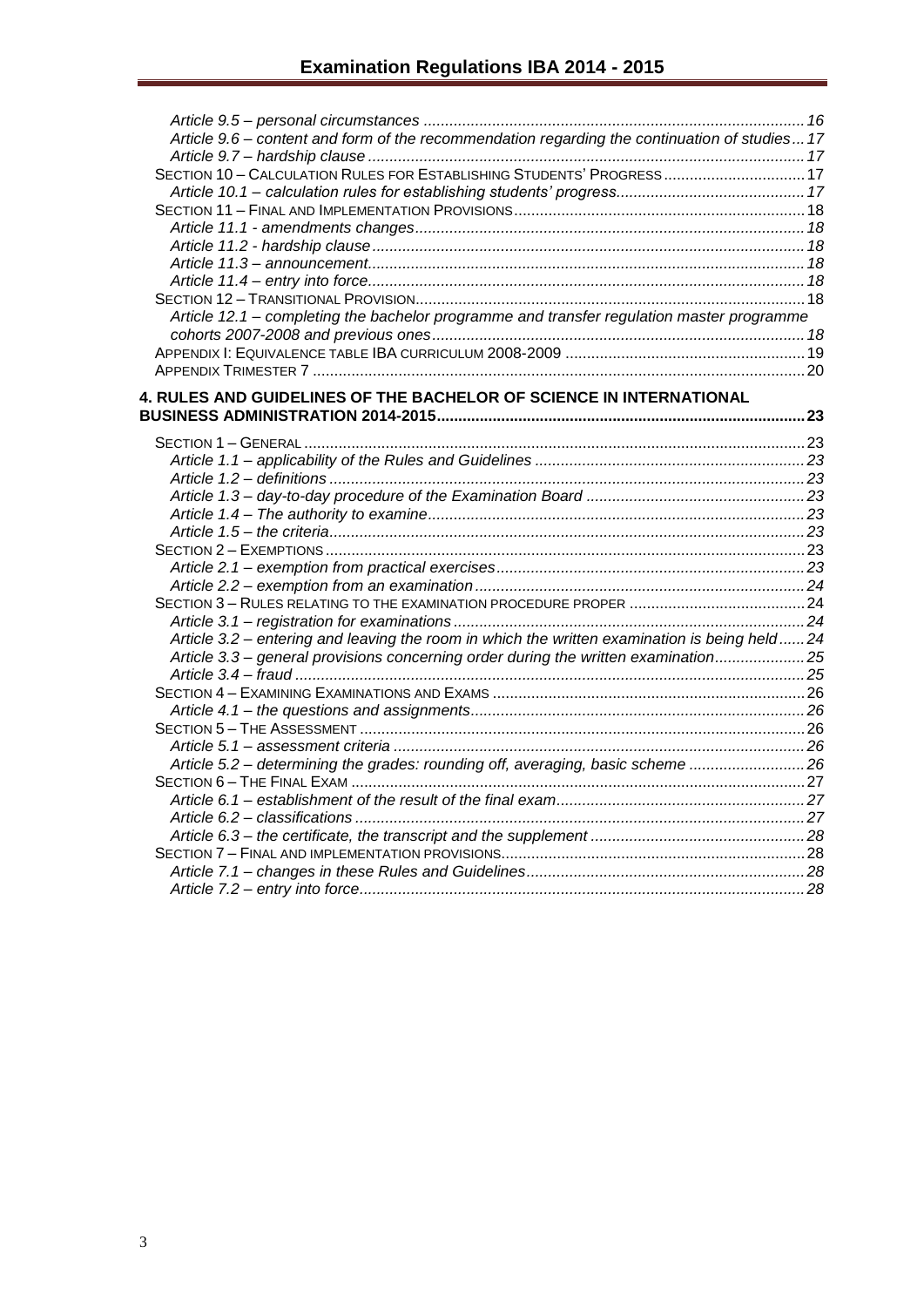*Article 9.5 – personal circumstances* ........................................................................................16
*Article 9.6 – content and form of the recommendation regarding the continuation of studies*...17
*Article 9.7 – hardship clause* .....................................................................................................17
SECTION 10 – CALCULATION RULES FOR ESTABLISHING STUDENTS' PROGRESS.................................17
*Article 10.1 – calculation rules for establishing students' progress*............................................17
SECTION 11 – FINAL AND IMPLEMENTATION PROVISIONS.....................................................................18
*Article 11.1 - amendments changes*..........................................................................................18
*Article 11.2 - hardship clause*....................................................................................................18
*Article 11.3 – announcement*.....................................................................................................18
*Article 11.4 – entry into force*.....................................................................................................18
SECTION 12 – TRANSITIONAL PROVISION...........................................................................................18
*Article 12.1 – completing the bachelor programme and transfer regulation master programme cohorts 2007-2008 and previous ones*.......................................................................................18
APPENDIX I: EQUIVALENCE TABLE IBA CURRICULUM 2008-2009 ........................................................19
APPENDIX TRIMESTER 7 ..................................................................................................................20

**4. RULES AND GUIDELINES OF THE BACHELOR OF SCIENCE IN INTERNATIONAL BUSINESS ADMINISTRATION 2014-2015**.....................................................................................23

SECTION 1 – GENERAL .....................................................................................................................23
*Article 1.1 – applicability of the Rules and Guidelines* ...............................................................23
*Article 1.2 – definitions* ..............................................................................................................23
*Article 1.3 – day-to-day procedure of the Examination Board* ...................................................23
*Article 1.4 – The authority to examine*.......................................................................................23
*Article 1.5 – the criteria*..............................................................................................................23
SECTION 2 – EXEMPTIONS ...............................................................................................................23
*Article 2.1 – exemption from practical exercises*........................................................................23
*Article 2.2 – exemption from an examination*............................................................................24
SECTION 3 – RULES RELATING TO THE EXAMINATION PROCEDURE PROPER .........................................24
*Article 3.1 – registration for examinations*.................................................................................24
*Article 3.2 – entering and leaving the room in which the written examination is being held*......24
*Article 3.3 – general provisions concerning order during the written examination*.....................25
*Article 3.4 – fraud* ......................................................................................................................25
SECTION 4 – EXAMINING EXAMINATIONS AND EXAMS .........................................................................26
*Article 4.1 – the questions and assignments*.............................................................................26
SECTION 5 – THE ASSESSMENT .......................................................................................................26
*Article 5.1 – assessment criteria* ...............................................................................................26
*Article 5.2 – determining the grades: rounding off, averaging, basic scheme* ...........................26
SECTION 6 – THE FINAL EXAM .........................................................................................................27
*Article 6.1 – establishment of the result of the final exam*..........................................................27
*Article 6.2 – classifications* ........................................................................................................27
*Article 6.3 – the certificate, the transcript and the supplement* ..................................................28
SECTION 7 – FINAL AND IMPLEMENTATION PROVISIONS......................................................................28
*Article 7.1 – changes in these Rules and Guidelines*.................................................................28
*Article 7.2 – entry into force*.......................................................................................................28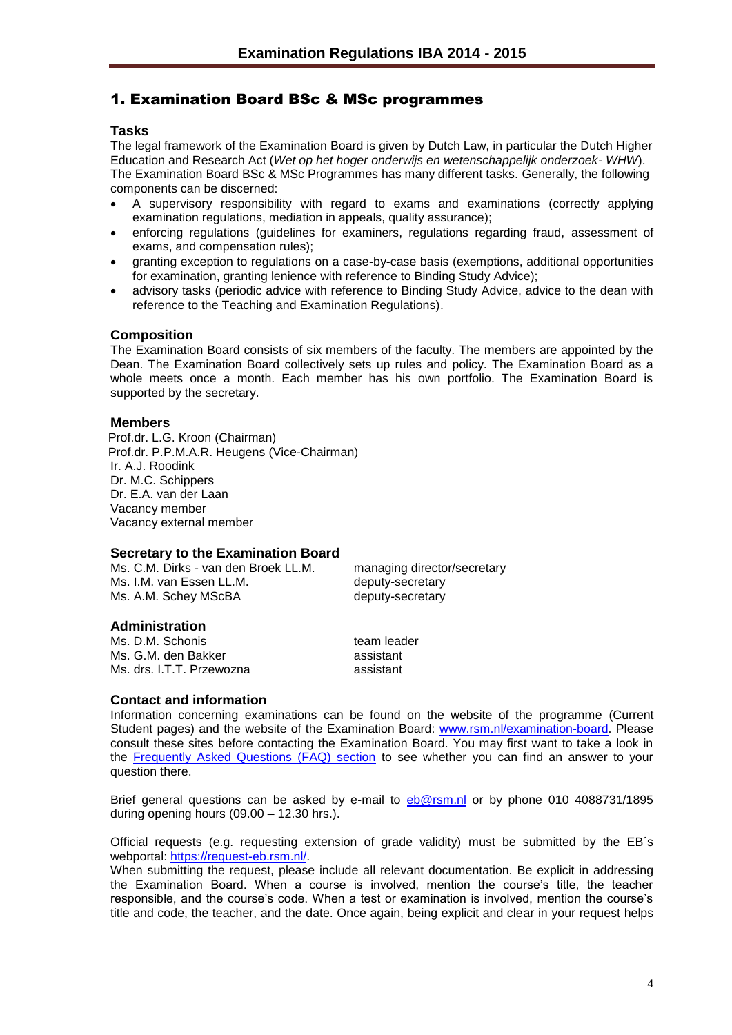# 1. Examination Board BSc & MSc programmes

### Tasks

The legal framework of the Examination Board is given by Dutch Law, in particular the Dutch Higher Education and Research Act (*Wet op het hoger onderwijs en wetenschappelijk onderzoek- WHW*). The Examination Board BSc & MSc Programmes has many different tasks. Generally, the following components can be discerned:

- A supervisory responsibility with regard to exams and examinations (correctly applying examination regulations, mediation in appeals, quality assurance);
- enforcing regulations (guidelines for examiners, regulations regarding fraud, assessment of exams, and compensation rules);
- granting exception to regulations on a case-by-case basis (exemptions, additional opportunities for examination, granting lenience with reference to Binding Study Advice);
- advisory tasks (periodic advice with reference to Binding Study Advice, advice to the dean with reference to the Teaching and Examination Regulations).

### Composition

The Examination Board consists of six members of the faculty. The members are appointed by the Dean. The Examination Board collectively sets up rules and policy. The Examination Board as a whole meets once a month. Each member has his own portfolio. The Examination Board is supported by the secretary.

### Members

Prof.dr. L.G. Kroon (Chairman)
Prof.dr. P.P.M.A.R. Heugens (Vice-Chairman)
Ir. A.J. Roodink
Dr. M.C. Schippers
Dr. E.A. van der Laan
Vacancy member
Vacancy external member

### Secretary to the Examination Board

| | |
|---|---|
| Ms. C.M. Dirks - van den Broek LL.M. | managing director/secretary |
| Ms. I.M. van Essen LL.M. | deputy-secretary |
| Ms. A.M. Schey MScBA | deputy-secretary |

### Administration

| | |
|---|---|
| Ms. D.M. Schonis | team leader |
| Ms. G.M. den Bakker | assistant |
| Ms. drs. I.T.T. Przewozna | assistant |

### Contact and information

Information concerning examinations can be found on the website of the programme (Current Student pages) and the website of the Examination Board: [www.rsm.nl/examination-board](http://www.rsm.nl/examination-board). Please consult these sites before contacting the Examination Board. You may first want to take a look in the [Frequently Asked Questions (FAQ) section](#) to see whether you can find an answer to your question there.

Brief general questions can be asked by e-mail to [eb@rsm.nl](mailto:eb@rsm.nl) or by phone 010 4088731/1895 during opening hours (09.00 – 12.30 hrs.).

Official requests (e.g. requesting extension of grade validity) must be submitted by the EB´s webportal: [https://request-eb.rsm.nl/](https://request-eb.rsm.nl/).
When submitting the request, please include all relevant documentation. Be explicit in addressing the Examination Board. When a course is involved, mention the course's title, the teacher responsible, and the course's code. When a test or examination is involved, mention the course's title and code, the teacher, and the date. Once again, being explicit and clear in your request helps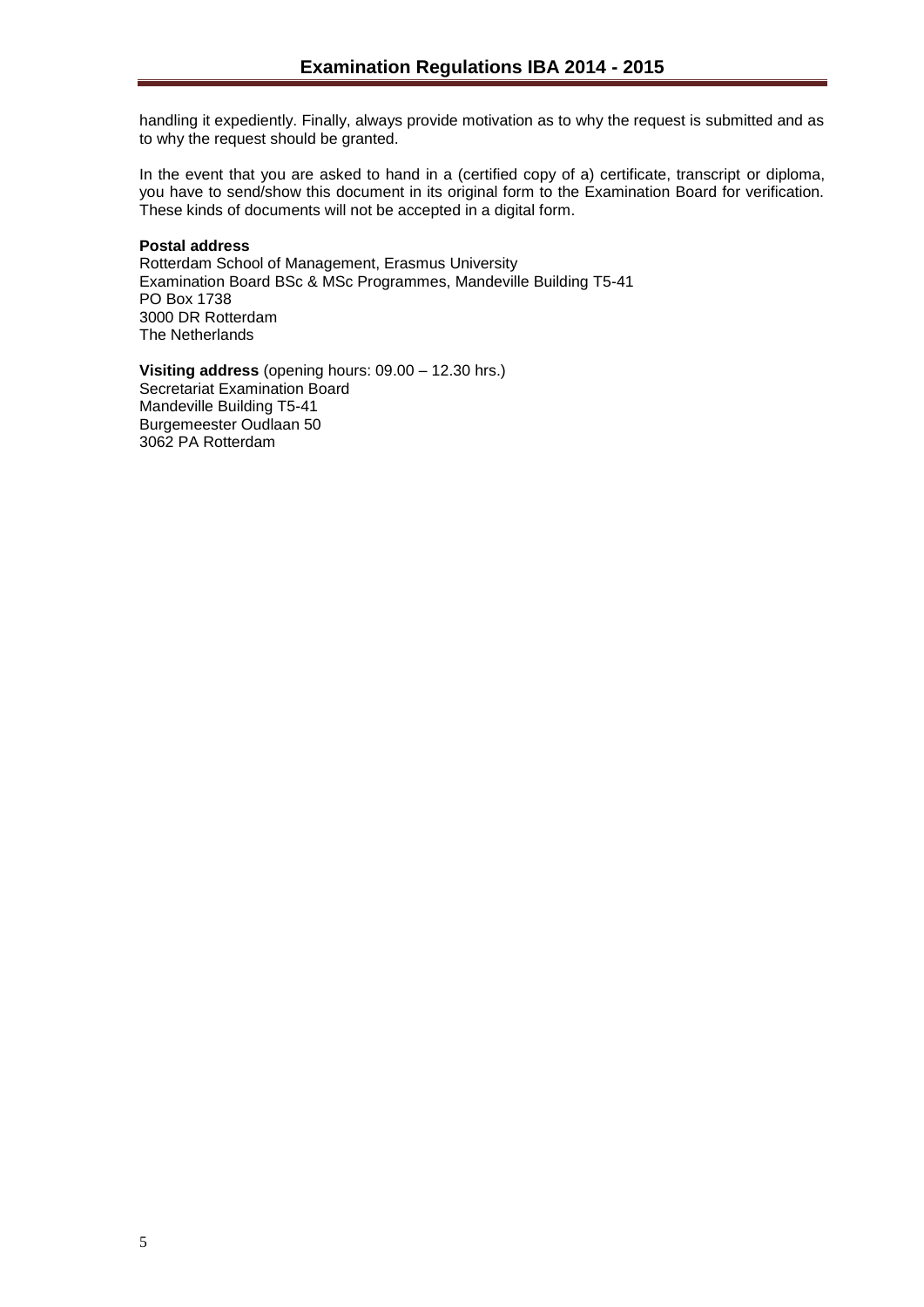handling it expediently. Finally, always provide motivation as to why the request is submitted and as to why the request should be granted.

In the event that you are asked to hand in a (certified copy of a) certificate, transcript or diploma, you have to send/show this document in its original form to the Examination Board for verification. These kinds of documents will not be accepted in a digital form.

**Postal address**
Rotterdam School of Management, Erasmus University
Examination Board BSc & MSc Programmes, Mandeville Building T5-41
PO Box 1738
3000 DR Rotterdam
The Netherlands

**Visiting address** (opening hours: 09.00 – 12.30 hrs.)
Secretariat Examination Board
Mandeville Building T5-41
Burgemeester Oudlaan 50
3062 PA Rotterdam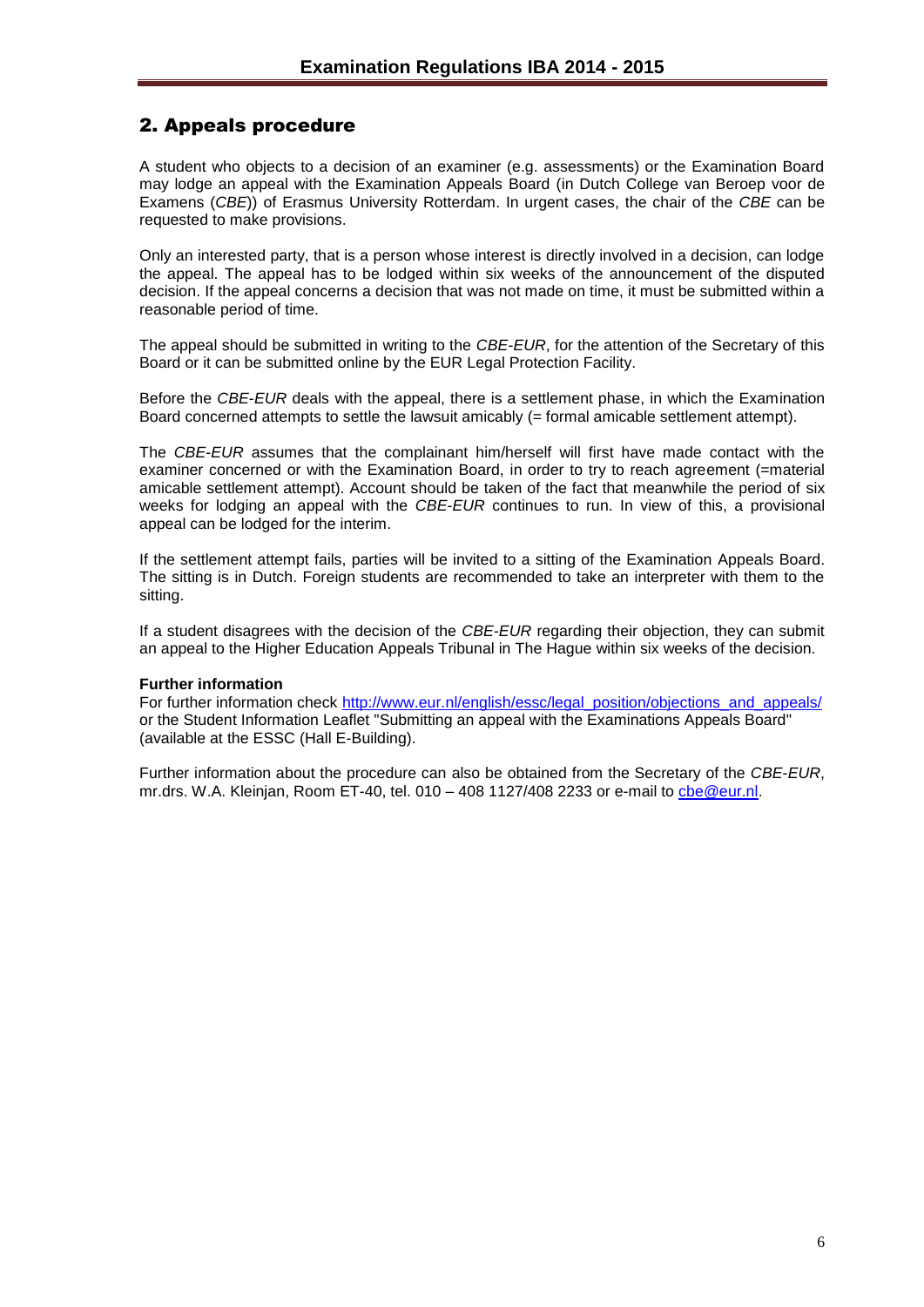## 2. Appeals procedure

A student who objects to a decision of an examiner (e.g. assessments) or the Examination Board may lodge an appeal with the Examination Appeals Board (in Dutch College van Beroep voor de Examens (*CBE*)) of Erasmus University Rotterdam. In urgent cases, the chair of the *CBE* can be requested to make provisions.

Only an interested party, that is a person whose interest is directly involved in a decision, can lodge the appeal. The appeal has to be lodged within six weeks of the announcement of the disputed decision. If the appeal concerns a decision that was not made on time, it must be submitted within a reasonable period of time.

The appeal should be submitted in writing to the *CBE-EUR*, for the attention of the Secretary of this Board or it can be submitted online by the EUR Legal Protection Facility.

Before the *CBE-EUR* deals with the appeal, there is a settlement phase, in which the Examination Board concerned attempts to settle the lawsuit amicably (= formal amicable settlement attempt).

The *CBE-EUR* assumes that the complainant him/herself will first have made contact with the examiner concerned or with the Examination Board, in order to try to reach agreement (=material amicable settlement attempt). Account should be taken of the fact that meanwhile the period of six weeks for lodging an appeal with the *CBE-EUR* continues to run. In view of this, a provisional appeal can be lodged for the interim.

If the settlement attempt fails, parties will be invited to a sitting of the Examination Appeals Board. The sitting is in Dutch. Foreign students are recommended to take an interpreter with them to the sitting.

If a student disagrees with the decision of the *CBE-EUR* regarding their objection, they can submit an appeal to the Higher Education Appeals Tribunal in The Hague within six weeks of the decision.

**Further information**
For further information check http://www.eur.nl/english/essc/legal_position/objections_and_appeals/ or the Student Information Leaflet "Submitting an appeal with the Examinations Appeals Board" (available at the ESSC (Hall E-Building).

Further information about the procedure can also be obtained from the Secretary of the *CBE-EUR*, mr.drs. W.A. Kleinjan, Room ET-40, tel. 010 – 408 1127/408 2233 or e-mail to cbe@eur.nl.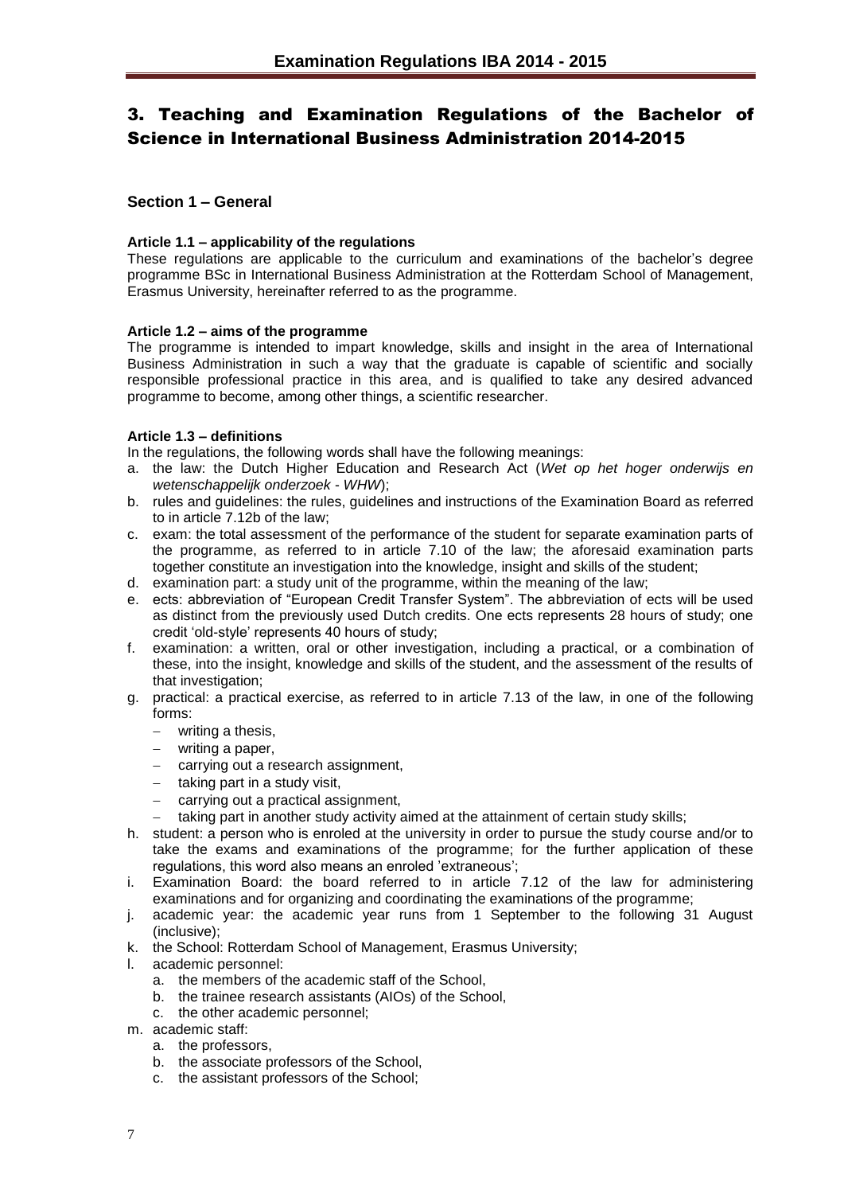# 3. Teaching and Examination Regulations of the Bachelor of Science in International Business Administration 2014-2015

## Section 1 – General

### Article 1.1 – applicability of the regulations

These regulations are applicable to the curriculum and examinations of the bachelor's degree programme BSc in International Business Administration at the Rotterdam School of Management, Erasmus University, hereinafter referred to as the programme.

### Article 1.2 – aims of the programme

The programme is intended to impart knowledge, skills and insight in the area of International Business Administration in such a way that the graduate is capable of scientific and socially responsible professional practice in this area, and is qualified to take any desired advanced programme to become, among other things, a scientific researcher.

### Article 1.3 – definitions

In the regulations, the following words shall have the following meanings:

a. the law: the Dutch Higher Education and Research Act (*Wet op het hoger onderwijs en wetenschappelijk onderzoek - WHW*);
b. rules and guidelines: the rules, guidelines and instructions of the Examination Board as referred to in article 7.12b of the law;
c. exam: the total assessment of the performance of the student for separate examination parts of the programme, as referred to in article 7.10 of the law; the aforesaid examination parts together constitute an investigation into the knowledge, insight and skills of the student;
d. examination part: a study unit of the programme, within the meaning of the law;
e. ects: abbreviation of "European Credit Transfer System". The abbreviation of ects will be used as distinct from the previously used Dutch credits. One ects represents 28 hours of study; one credit 'old-style' represents 40 hours of study;
f. examination: a written, oral or other investigation, including a practical, or a combination of these, into the insight, knowledge and skills of the student, and the assessment of the results of that investigation;
g. practical: a practical exercise, as referred to in article 7.13 of the law, in one of the following forms:
   - writing a thesis,
   - writing a paper,
   - carrying out a research assignment,
   - taking part in a study visit,
   - carrying out a practical assignment,
   - taking part in another study activity aimed at the attainment of certain study skills;
h. student: a person who is enroled at the university in order to pursue the study course and/or to take the exams and examinations of the programme; for the further application of these regulations, this word also means an enroled 'extraneous';
i. Examination Board: the board referred to in article 7.12 of the law for administering examinations and for organizing and coordinating the examinations of the programme;
j. academic year: the academic year runs from 1 September to the following 31 August (inclusive);
k. the School: Rotterdam School of Management, Erasmus University;
l. academic personnel:
   a. the members of the academic staff of the School,
   b. the trainee research assistants (AIOs) of the School,
   c. the other academic personnel;
m. academic staff:
   a. the professors,
   b. the associate professors of the School,
   c. the assistant professors of the School;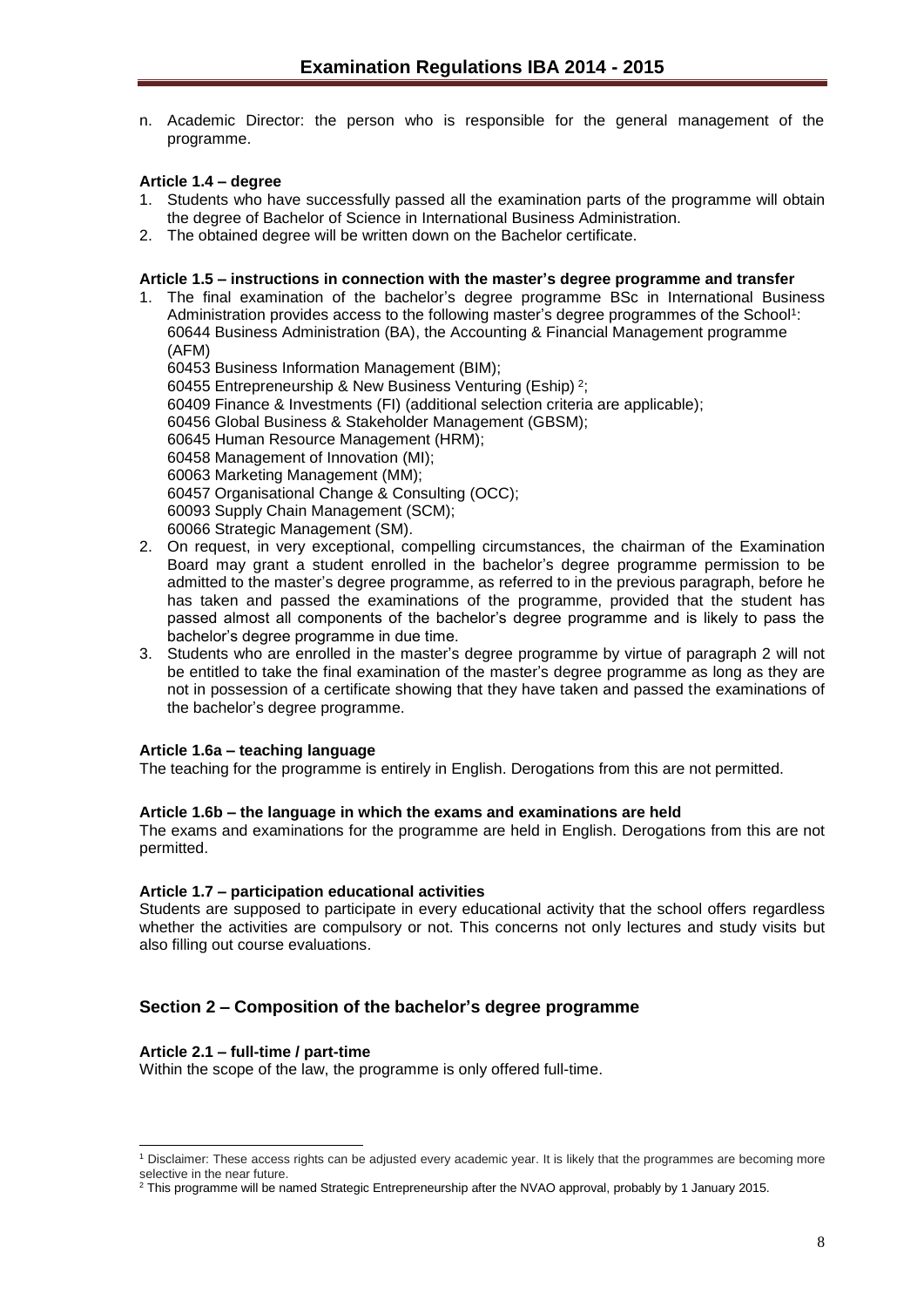n. Academic Director: the person who is responsible for the general management of the programme.

**Article 1.4 – degree**

1. Students who have successfully passed all the examination parts of the programme will obtain the degree of Bachelor of Science in International Business Administration.
2. The obtained degree will be written down on the Bachelor certificate.

**Article 1.5 – instructions in connection with the master's degree programme and transfer**

1. The final examination of the bachelor's degree programme BSc in International Business Administration provides access to the following master's degree programmes of the School[1]:
   60644 Business Administration (BA), the Accounting & Financial Management programme (AFM)
   60453 Business Information Management (BIM);
   60455 Entrepreneurship & New Business Venturing (Eship) [2];
   60409 Finance & Investments (FI) (additional selection criteria are applicable);
   60456 Global Business & Stakeholder Management (GBSM);
   60645 Human Resource Management (HRM);
   60458 Management of Innovation (MI);
   60063 Marketing Management (MM);
   60457 Organisational Change & Consulting (OCC);
   60093 Supply Chain Management (SCM);
   60066 Strategic Management (SM).
2. On request, in very exceptional, compelling circumstances, the chairman of the Examination Board may grant a student enrolled in the bachelor's degree programme permission to be admitted to the master's degree programme, as referred to in the previous paragraph, before he has taken and passed the examinations of the programme, provided that the student has passed almost all components of the bachelor's degree programme and is likely to pass the bachelor's degree programme in due time.
3. Students who are enrolled in the master's degree programme by virtue of paragraph 2 will not be entitled to take the final examination of the master's degree programme as long as they are not in possession of a certificate showing that they have taken and passed the examinations of the bachelor's degree programme.

**Article 1.6a – teaching language**

The teaching for the programme is entirely in English. Derogations from this are not permitted.

**Article 1.6b – the language in which the exams and examinations are held**

The exams and examinations for the programme are held in English. Derogations from this are not permitted.

**Article 1.7 – participation educational activities**

Students are supposed to participate in every educational activity that the school offers regardless whether the activities are compulsory or not. This concerns not only lectures and study visits but also filling out course evaluations.

## Section 2 – Composition of the bachelor's degree programme

**Article 2.1 – full-time / part-time**

Within the scope of the law, the programme is only offered full-time.

---

[1] Disclaimer: These access rights can be adjusted every academic year. It is likely that the programmes are becoming more selective in the near future.

[2] This programme will be named Strategic Entrepreneurship after the NVAO approval, probably by 1 January 2015.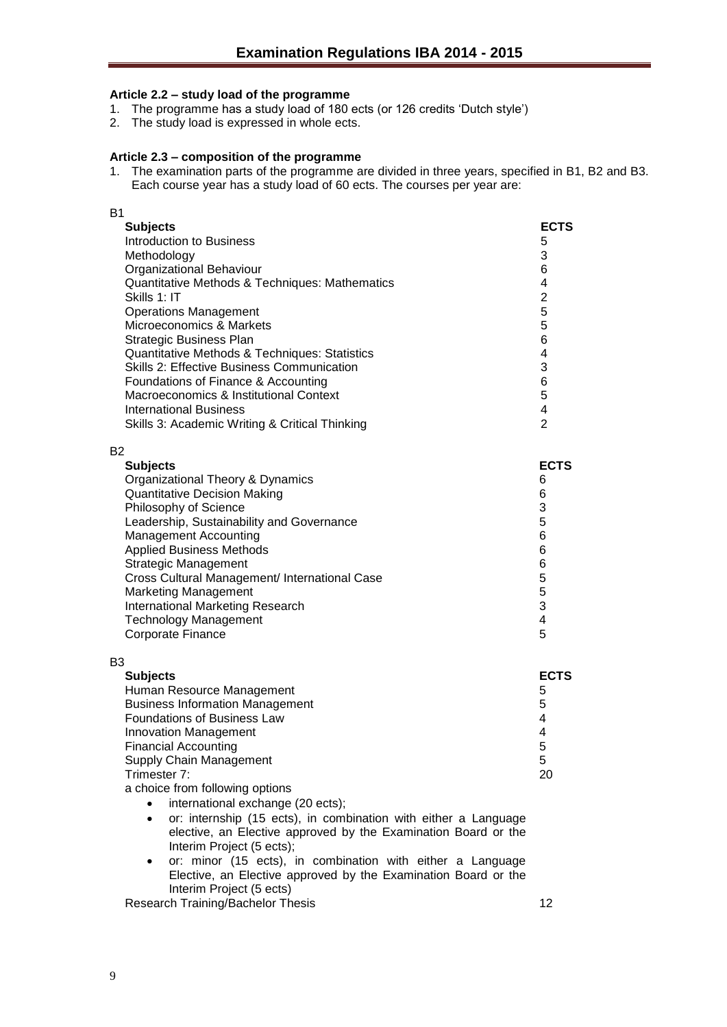### Article 2.2 – study load of the programme

1. The programme has a study load of 180 ects (or 126 credits 'Dutch style')
2. The study load is expressed in whole ects.

### Article 2.3 – composition of the programme

1. The examination parts of the programme are divided in three years, specified in B1, B2 and B3. Each course year has a study load of 60 ects. The courses per year are:

B1

| Subjects | ECTS |
|---|---|
| Introduction to Business | 5 |
| Methodology | 3 |
| Organizational Behaviour | 6 |
| Quantitative Methods & Techniques: Mathematics | 4 |
| Skills 1: IT | 2 |
| Operations Management | 5 |
| Microeconomics & Markets | 5 |
| Strategic Business Plan | 6 |
| Quantitative Methods & Techniques: Statistics | 4 |
| Skills 2: Effective Business Communication | 3 |
| Foundations of Finance & Accounting | 6 |
| Macroeconomics & Institutional Context | 5 |
| International Business | 4 |
| Skills 3: Academic Writing & Critical Thinking | 2 |

B2

| Subjects | ECTS |
|---|---|
| Organizational Theory & Dynamics | 6 |
| Quantitative Decision Making | 6 |
| Philosophy of Science | 3 |
| Leadership, Sustainability and Governance | 5 |
| Management Accounting | 6 |
| Applied Business Methods | 6 |
| Strategic Management | 6 |
| Cross Cultural Management/ International Case | 5 |
| Marketing Management | 5 |
| International Marketing Research | 3 |
| Technology Management | 4 |
| Corporate Finance | 5 |

B3

| Subjects | ECTS |
|---|---|
| Human Resource Management | 5 |
| Business Information Management | 5 |
| Foundations of Business Law | 4 |
| Innovation Management | 4 |
| Financial Accounting | 5 |
| Supply Chain Management | 5 |
| Trimester 7: | 20 |
| a choice from following options<br>• international exchange (20 ects);<br>• or: internship (15 ects), in combination with either a Language elective, an Elective approved by the Examination Board or the Interim Project (5 ects);<br>• or: minor (15 ects), in combination with either a Language Elective, an Elective approved by the Examination Board or the Interim Project (5 ects) | |
| Research Training/Bachelor Thesis | 12 |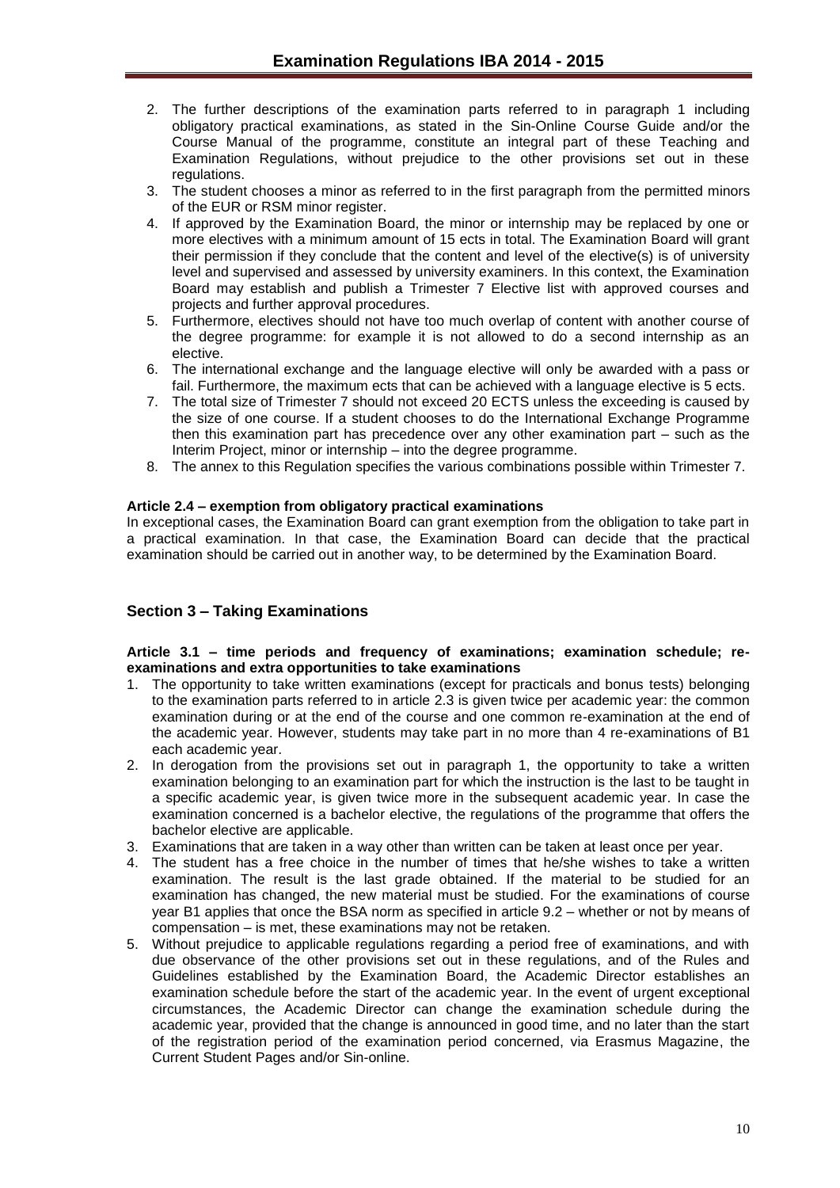2. The further descriptions of the examination parts referred to in paragraph 1 including obligatory practical examinations, as stated in the Sin-Online Course Guide and/or the Course Manual of the programme, constitute an integral part of these Teaching and Examination Regulations, without prejudice to the other provisions set out in these regulations.
3. The student chooses a minor as referred to in the first paragraph from the permitted minors of the EUR or RSM minor register.
4. If approved by the Examination Board, the minor or internship may be replaced by one or more electives with a minimum amount of 15 ects in total. The Examination Board will grant their permission if they conclude that the content and level of the elective(s) is of university level and supervised and assessed by university examiners. In this context, the Examination Board may establish and publish a Trimester 7 Elective list with approved courses and projects and further approval procedures.
5. Furthermore, electives should not have too much overlap of content with another course of the degree programme: for example it is not allowed to do a second internship as an elective.
6. The international exchange and the language elective will only be awarded with a pass or fail. Furthermore, the maximum ects that can be achieved with a language elective is 5 ects.
7. The total size of Trimester 7 should not exceed 20 ECTS unless the exceeding is caused by the size of one course. If a student chooses to do the International Exchange Programme then this examination part has precedence over any other examination part – such as the Interim Project, minor or internship – into the degree programme.
8. The annex to this Regulation specifies the various combinations possible within Trimester 7.

**Article 2.4 – exemption from obligatory practical examinations**

In exceptional cases, the Examination Board can grant exemption from the obligation to take part in a practical examination. In that case, the Examination Board can decide that the practical examination should be carried out in another way, to be determined by the Examination Board.

## Section 3 – Taking Examinations

**Article 3.1 – time periods and frequency of examinations; examination schedule; re-examinations and extra opportunities to take examinations**

1. The opportunity to take written examinations (except for practicals and bonus tests) belonging to the examination parts referred to in article 2.3 is given twice per academic year: the common examination during or at the end of the course and one common re-examination at the end of the academic year. However, students may take part in no more than 4 re-examinations of B1 each academic year.
2. In derogation from the provisions set out in paragraph 1, the opportunity to take a written examination belonging to an examination part for which the instruction is the last to be taught in a specific academic year, is given twice more in the subsequent academic year. In case the examination concerned is a bachelor elective, the regulations of the programme that offers the bachelor elective are applicable.
3. Examinations that are taken in a way other than written can be taken at least once per year.
4. The student has a free choice in the number of times that he/she wishes to take a written examination. The result is the last grade obtained. If the material to be studied for an examination has changed, the new material must be studied. For the examinations of course year B1 applies that once the BSA norm as specified in article 9.2 – whether or not by means of compensation – is met, these examinations may not be retaken.
5. Without prejudice to applicable regulations regarding a period free of examinations, and with due observance of the other provisions set out in these regulations, and of the Rules and Guidelines established by the Examination Board, the Academic Director establishes an examination schedule before the start of the academic year. In the event of urgent exceptional circumstances, the Academic Director can change the examination schedule during the academic year, provided that the change is announced in good time, and no later than the start of the registration period of the examination period concerned, via Erasmus Magazine, the Current Student Pages and/or Sin-online.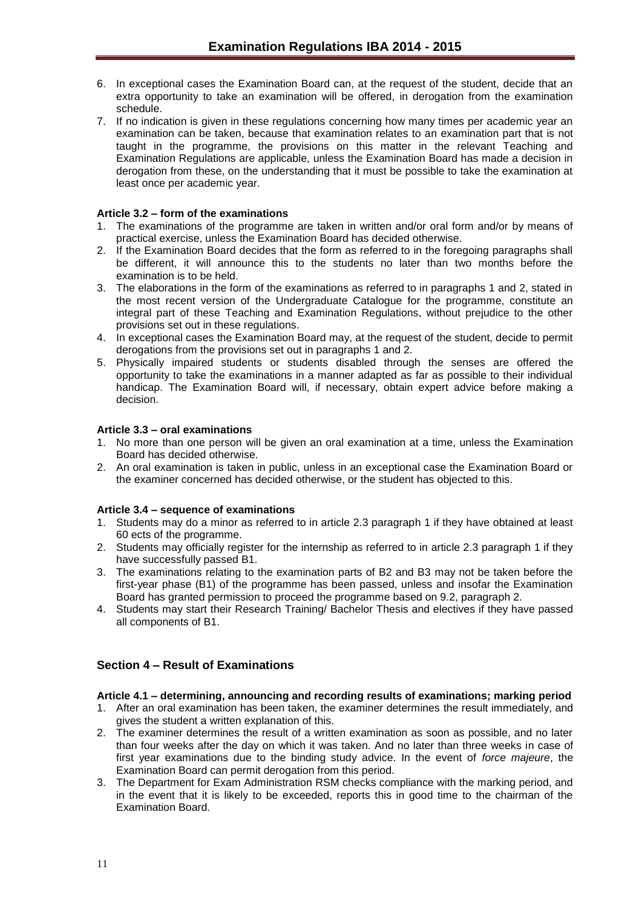6. In exceptional cases the Examination Board can, at the request of the student, decide that an extra opportunity to take an examination will be offered, in derogation from the examination schedule.
7. If no indication is given in these regulations concerning how many times per academic year an examination can be taken, because that examination relates to an examination part that is not taught in the programme, the provisions on this matter in the relevant Teaching and Examination Regulations are applicable, unless the Examination Board has made a decision in derogation from these, on the understanding that it must be possible to take the examination at least once per academic year.

**Article 3.2 – form of the examinations**

1. The examinations of the programme are taken in written and/or oral form and/or by means of practical exercise, unless the Examination Board has decided otherwise.
2. If the Examination Board decides that the form as referred to in the foregoing paragraphs shall be different, it will announce this to the students no later than two months before the examination is to be held.
3. The elaborations in the form of the examinations as referred to in paragraphs 1 and 2, stated in the most recent version of the Undergraduate Catalogue for the programme, constitute an integral part of these Teaching and Examination Regulations, without prejudice to the other provisions set out in these regulations.
4. In exceptional cases the Examination Board may, at the request of the student, decide to permit derogations from the provisions set out in paragraphs 1 and 2.
5. Physically impaired students or students disabled through the senses are offered the opportunity to take the examinations in a manner adapted as far as possible to their individual handicap. The Examination Board will, if necessary, obtain expert advice before making a decision.

**Article 3.3 – oral examinations**

1. No more than one person will be given an oral examination at a time, unless the Examination Board has decided otherwise.
2. An oral examination is taken in public, unless in an exceptional case the Examination Board or the examiner concerned has decided otherwise, or the student has objected to this.

**Article 3.4 – sequence of examinations**

1. Students may do a minor as referred to in article 2.3 paragraph 1 if they have obtained at least 60 ects of the programme.
2. Students may officially register for the internship as referred to in article 2.3 paragraph 1 if they have successfully passed B1.
3. The examinations relating to the examination parts of B2 and B3 may not be taken before the first-year phase (B1) of the programme has been passed, unless and insofar the Examination Board has granted permission to proceed the programme based on 9.2, paragraph 2.
4. Students may start their Research Training/ Bachelor Thesis and electives if they have passed all components of B1.

## Section 4 – Result of Examinations

**Article 4.1 – determining, announcing and recording results of examinations; marking period**

1. After an oral examination has been taken, the examiner determines the result immediately, and gives the student a written explanation of this.
2. The examiner determines the result of a written examination as soon as possible, and no later than four weeks after the day on which it was taken. And no later than three weeks in case of first year examinations due to the binding study advice. In the event of *force majeure*, the Examination Board can permit derogation from this period.
3. The Department for Exam Administration RSM checks compliance with the marking period, and in the event that it is likely to be exceeded, reports this in good time to the chairman of the Examination Board.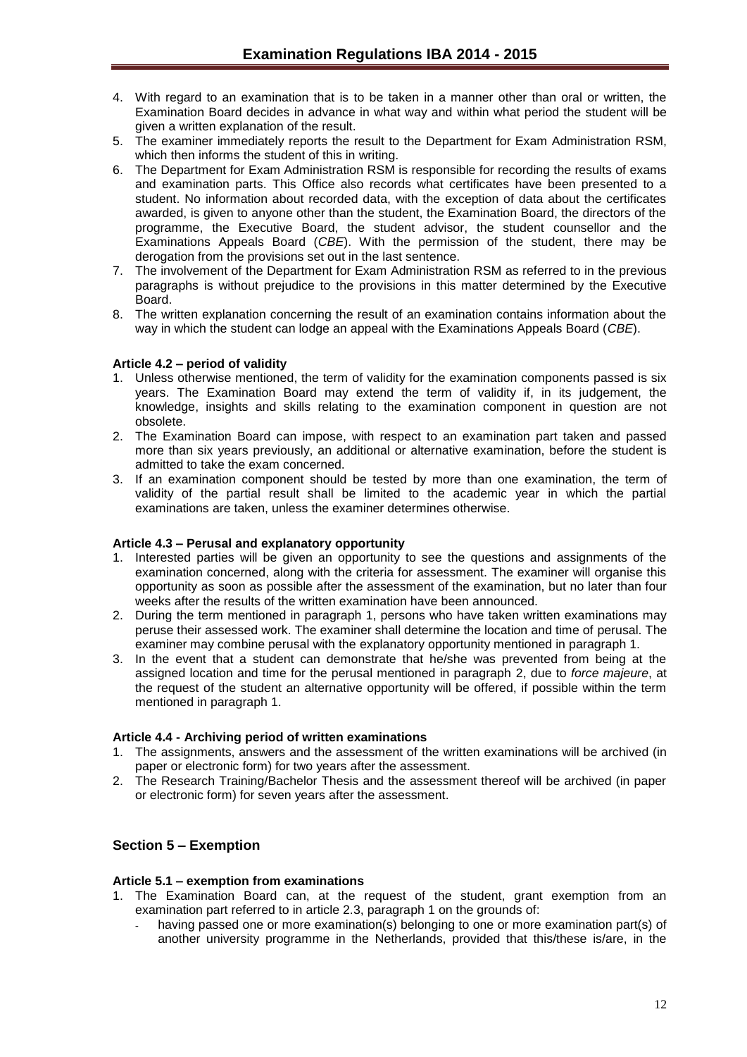4. With regard to an examination that is to be taken in a manner other than oral or written, the Examination Board decides in advance in what way and within what period the student will be given a written explanation of the result.
5. The examiner immediately reports the result to the Department for Exam Administration RSM, which then informs the student of this in writing.
6. The Department for Exam Administration RSM is responsible for recording the results of exams and examination parts. This Office also records what certificates have been presented to a student. No information about recorded data, with the exception of data about the certificates awarded, is given to anyone other than the student, the Examination Board, the directors of the programme, the Executive Board, the student advisor, the student counsellor and the Examinations Appeals Board (*CBE*). With the permission of the student, there may be derogation from the provisions set out in the last sentence.
7. The involvement of the Department for Exam Administration RSM as referred to in the previous paragraphs is without prejudice to the provisions in this matter determined by the Executive Board.
8. The written explanation concerning the result of an examination contains information about the way in which the student can lodge an appeal with the Examinations Appeals Board (*CBE*).

#### Article 4.2 – period of validity

1. Unless otherwise mentioned, the term of validity for the examination components passed is six years. The Examination Board may extend the term of validity if, in its judgement, the knowledge, insights and skills relating to the examination component in question are not obsolete.
2. The Examination Board can impose, with respect to an examination part taken and passed more than six years previously, an additional or alternative examination, before the student is admitted to take the exam concerned.
3. If an examination component should be tested by more than one examination, the term of validity of the partial result shall be limited to the academic year in which the partial examinations are taken, unless the examiner determines otherwise.

#### Article 4.3 – Perusal and explanatory opportunity

1. Interested parties will be given an opportunity to see the questions and assignments of the examination concerned, along with the criteria for assessment. The examiner will organise this opportunity as soon as possible after the assessment of the examination, but no later than four weeks after the results of the written examination have been announced.
2. During the term mentioned in paragraph 1, persons who have taken written examinations may peruse their assessed work. The examiner shall determine the location and time of perusal. The examiner may combine perusal with the explanatory opportunity mentioned in paragraph 1.
3. In the event that a student can demonstrate that he/she was prevented from being at the assigned location and time for the perusal mentioned in paragraph 2, due to *force majeure*, at the request of the student an alternative opportunity will be offered, if possible within the term mentioned in paragraph 1.

#### Article 4.4 - Archiving period of written examinations

1. The assignments, answers and the assessment of the written examinations will be archived (in paper or electronic form) for two years after the assessment.
2. The Research Training/Bachelor Thesis and the assessment thereof will be archived (in paper or electronic form) for seven years after the assessment.

## Section 5 – Exemption

#### Article 5.1 – exemption from examinations

1. The Examination Board can, at the request of the student, grant exemption from an examination part referred to in article 2.3, paragraph 1 on the grounds of:
   - having passed one or more examination(s) belonging to one or more examination part(s) of another university programme in the Netherlands, provided that this/these is/are, in the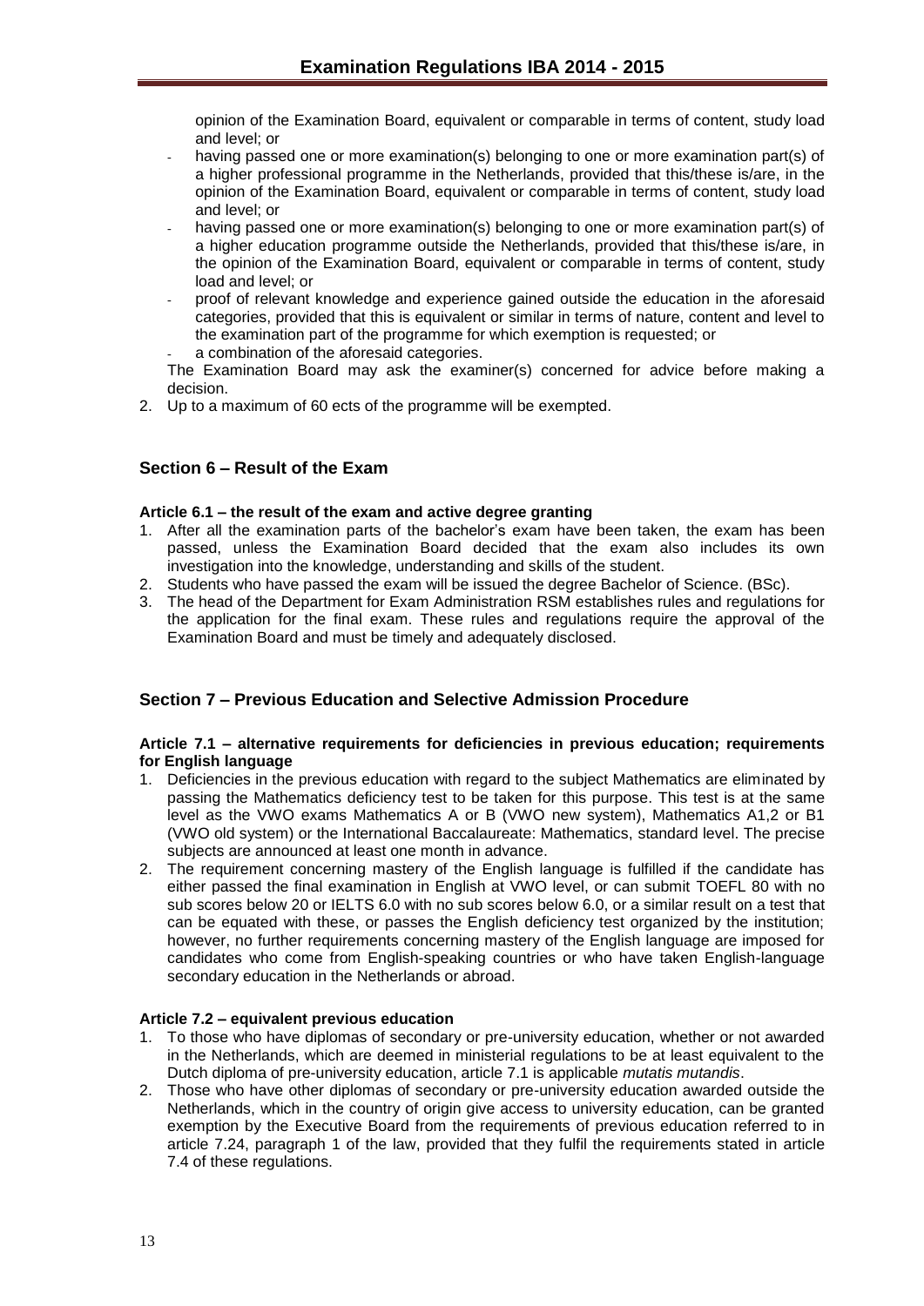opinion of the Examination Board, equivalent or comparable in terms of content, study load and level; or

- having passed one or more examination(s) belonging to one or more examination part(s) of a higher professional programme in the Netherlands, provided that this/these is/are, in the opinion of the Examination Board, equivalent or comparable in terms of content, study load and level; or
- having passed one or more examination(s) belonging to one or more examination part(s) of a higher education programme outside the Netherlands, provided that this/these is/are, in the opinion of the Examination Board, equivalent or comparable in terms of content, study load and level; or
- proof of relevant knowledge and experience gained outside the education in the aforesaid categories, provided that this is equivalent or similar in terms of nature, content and level to the examination part of the programme for which exemption is requested; or
- a combination of the aforesaid categories.

The Examination Board may ask the examiner(s) concerned for advice before making a decision.

2. Up to a maximum of 60 ects of the programme will be exempted.

## Section 6 – Result of the Exam

#### Article 6.1 – the result of the exam and active degree granting

1. After all the examination parts of the bachelor's exam have been taken, the exam has been passed, unless the Examination Board decided that the exam also includes its own investigation into the knowledge, understanding and skills of the student.
2. Students who have passed the exam will be issued the degree Bachelor of Science. (BSc).
3. The head of the Department for Exam Administration RSM establishes rules and regulations for the application for the final exam. These rules and regulations require the approval of the Examination Board and must be timely and adequately disclosed.

## Section 7 – Previous Education and Selective Admission Procedure

#### Article 7.1 – alternative requirements for deficiencies in previous education; requirements for English language

1. Deficiencies in the previous education with regard to the subject Mathematics are eliminated by passing the Mathematics deficiency test to be taken for this purpose. This test is at the same level as the VWO exams Mathematics A or B (VWO new system), Mathematics A1,2 or B1 (VWO old system) or the International Baccalaureate: Mathematics, standard level. The precise subjects are announced at least one month in advance.
2. The requirement concerning mastery of the English language is fulfilled if the candidate has either passed the final examination in English at VWO level, or can submit TOEFL 80 with no sub scores below 20 or IELTS 6.0 with no sub scores below 6.0, or a similar result on a test that can be equated with these, or passes the English deficiency test organized by the institution; however, no further requirements concerning mastery of the English language are imposed for candidates who come from English-speaking countries or who have taken English-language secondary education in the Netherlands or abroad.

#### Article 7.2 – equivalent previous education

1. To those who have diplomas of secondary or pre-university education, whether or not awarded in the Netherlands, which are deemed in ministerial regulations to be at least equivalent to the Dutch diploma of pre-university education, article 7.1 is applicable *mutatis mutandis*.
2. Those who have other diplomas of secondary or pre-university education awarded outside the Netherlands, which in the country of origin give access to university education, can be granted exemption by the Executive Board from the requirements of previous education referred to in article 7.24, paragraph 1 of the law, provided that they fulfil the requirements stated in article 7.4 of these regulations.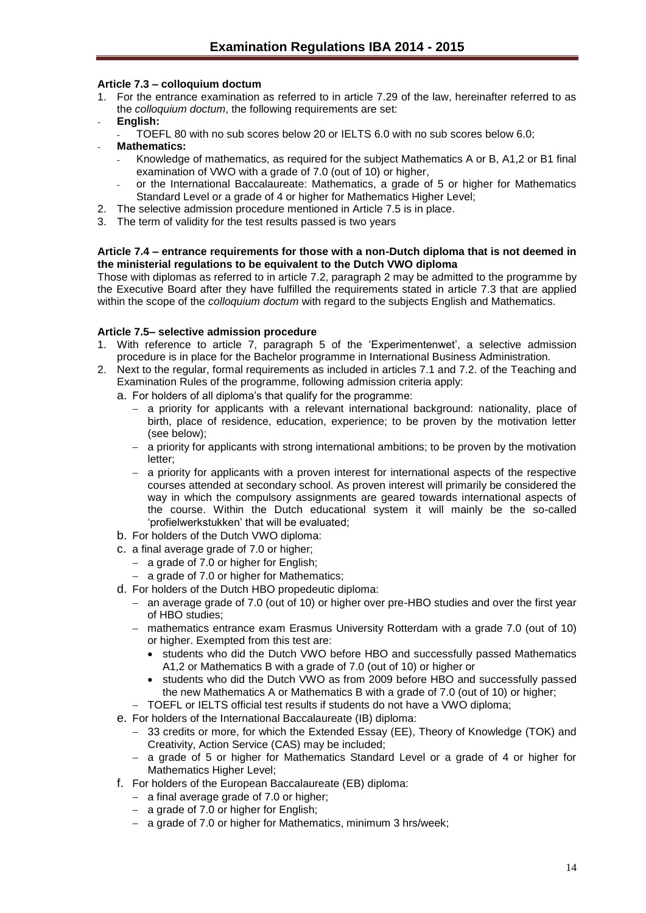**Article 7.3 – colloquium doctum**

1. For the entrance examination as referred to in article 7.29 of the law, hereinafter referred to as the *colloquium doctum*, the following requirements are set:
   - **English:**
     - TOEFL 80 with no sub scores below 20 or IELTS 6.0 with no sub scores below 6.0;
   - **Mathematics:**
     - Knowledge of mathematics, as required for the subject Mathematics A or B, A1,2 or B1 final examination of VWO with a grade of 7.0 (out of 10) or higher,
     - or the International Baccalaureate: Mathematics, a grade of 5 or higher for Mathematics Standard Level or a grade of 4 or higher for Mathematics Higher Level;
2. The selective admission procedure mentioned in Article 7.5 is in place.
3. The term of validity for the test results passed is two years

**Article 7.4 – entrance requirements for those with a non-Dutch diploma that is not deemed in the ministerial regulations to be equivalent to the Dutch VWO diploma**

Those with diplomas as referred to in article 7.2, paragraph 2 may be admitted to the programme by the Executive Board after they have fulfilled the requirements stated in article 7.3 that are applied within the scope of the *colloquium doctum* with regard to the subjects English and Mathematics.

**Article 7.5– selective admission procedure**

1. With reference to article 7, paragraph 5 of the 'Experimentenwet', a selective admission procedure is in place for the Bachelor programme in International Business Administration.
2. Next to the regular, formal requirements as included in articles 7.1 and 7.2. of the Teaching and Examination Rules of the programme, following admission criteria apply:
   a. For holders of all diploma's that qualify for the programme:
      - a priority for applicants with a relevant international background: nationality, place of birth, place of residence, education, experience; to be proven by the motivation letter (see below);
      - a priority for applicants with strong international ambitions; to be proven by the motivation letter;
      - a priority for applicants with a proven interest for international aspects of the respective courses attended at secondary school. As proven interest will primarily be considered the way in which the compulsory assignments are geared towards international aspects of the course. Within the Dutch educational system it will mainly be the so-called 'profielwerkstukken' that will be evaluated;

   b. For holders of the Dutch VWO diploma:

   c. a final average grade of 7.0 or higher;
      - a grade of 7.0 or higher for English;
      - a grade of 7.0 or higher for Mathematics;

   d. For holders of the Dutch HBO propedeutic diploma:
      - an average grade of 7.0 (out of 10) or higher over pre-HBO studies and over the first year of HBO studies;
      - mathematics entrance exam Erasmus University Rotterdam with a grade 7.0 (out of 10) or higher. Exempted from this test are:
        - students who did the Dutch VWO before HBO and successfully passed Mathematics A1,2 or Mathematics B with a grade of 7.0 (out of 10) or higher or
        - students who did the Dutch VWO as from 2009 before HBO and successfully passed the new Mathematics A or Mathematics B with a grade of 7.0 (out of 10) or higher;
      - TOEFL or IELTS official test results if students do not have a VWO diploma;

   e. For holders of the International Baccalaureate (IB) diploma:
      - 33 credits or more, for which the Extended Essay (EE), Theory of Knowledge (TOK) and Creativity, Action Service (CAS) may be included;
      - a grade of 5 or higher for Mathematics Standard Level or a grade of 4 or higher for Mathematics Higher Level;

   f. For holders of the European Baccalaureate (EB) diploma:
      - a final average grade of 7.0 or higher;
      - a grade of 7.0 or higher for English;
      - a grade of 7.0 or higher for Mathematics, minimum 3 hrs/week;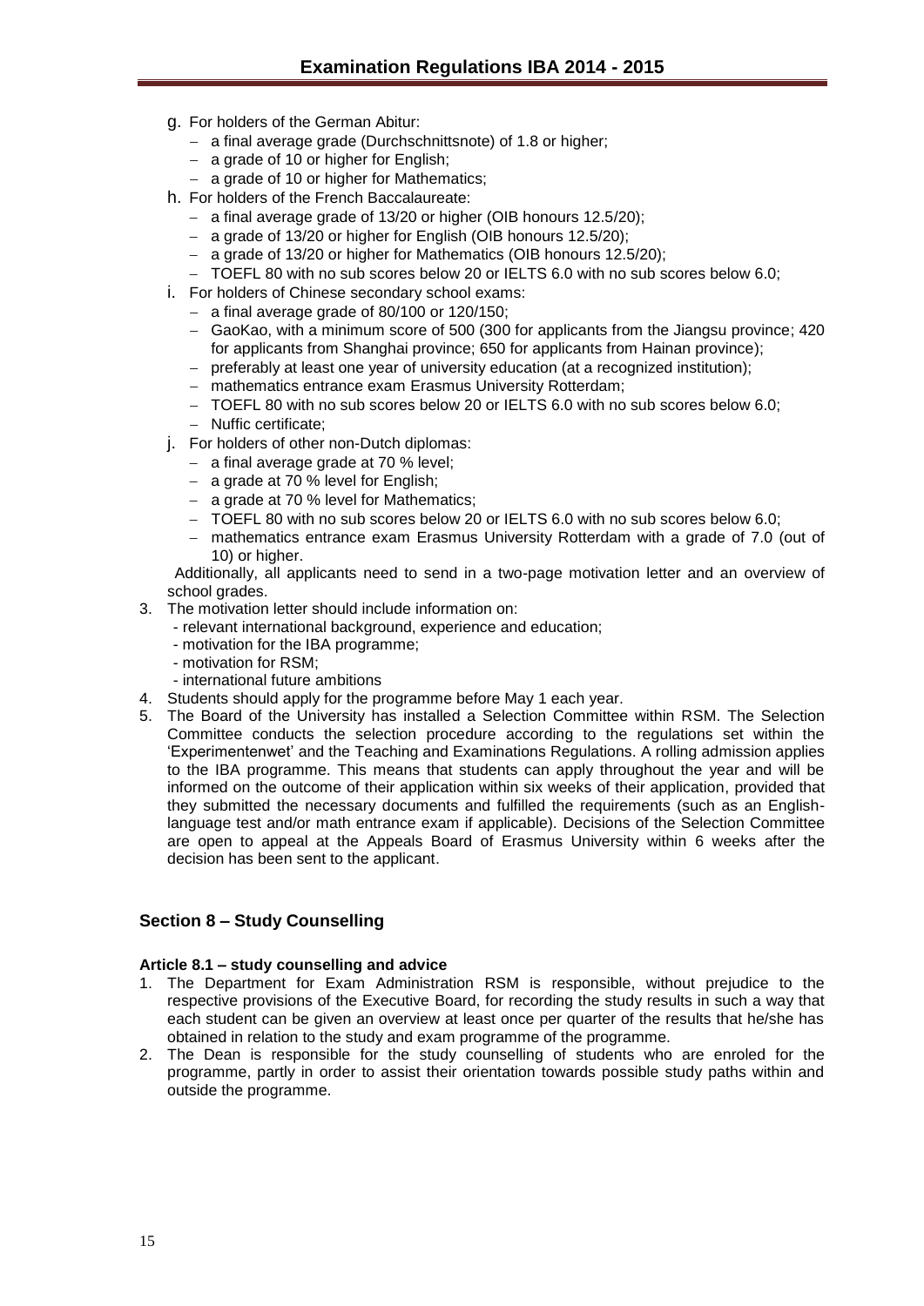g. For holders of the German Abitur:
   - a final average grade (Durchschnittsnote) of 1.8 or higher;
   - a grade of 10 or higher for English;
   - a grade of 10 or higher for Mathematics;

h. For holders of the French Baccalaureate:
   - a final average grade of 13/20 or higher (OIB honours 12.5/20);
   - a grade of 13/20 or higher for English (OIB honours 12.5/20);
   - a grade of 13/20 or higher for Mathematics (OIB honours 12.5/20);
   - TOEFL 80 with no sub scores below 20 or IELTS 6.0 with no sub scores below 6.0;

i. For holders of Chinese secondary school exams:
   - a final average grade of 80/100 or 120/150;
   - GaoKao, with a minimum score of 500 (300 for applicants from the Jiangsu province; 420 for applicants from Shanghai province; 650 for applicants from Hainan province);
   - preferably at least one year of university education (at a recognized institution);
   - mathematics entrance exam Erasmus University Rotterdam;
   - TOEFL 80 with no sub scores below 20 or IELTS 6.0 with no sub scores below 6.0;
   - Nuffic certificate;

j. For holders of other non-Dutch diplomas:
   - a final average grade at 70 % level;
   - a grade at 70 % level for English;
   - a grade at 70 % level for Mathematics;
   - TOEFL 80 with no sub scores below 20 or IELTS 6.0 with no sub scores below 6.0;
   - mathematics entrance exam Erasmus University Rotterdam with a grade of 7.0 (out of 10) or higher.

Additionally, all applicants need to send in a two-page motivation letter and an overview of school grades.

3. The motivation letter should include information on:
   - relevant international background, experience and education;
   - motivation for the IBA programme;
   - motivation for RSM;
   - international future ambitions
4. Students should apply for the programme before May 1 each year.
5. The Board of the University has installed a Selection Committee within RSM. The Selection Committee conducts the selection procedure according to the regulations set within the 'Experimentenwet' and the Teaching and Examinations Regulations. A rolling admission applies to the IBA programme. This means that students can apply throughout the year and will be informed on the outcome of their application within six weeks of their application, provided that they submitted the necessary documents and fulfilled the requirements (such as an English-language test and/or math entrance exam if applicable). Decisions of the Selection Committee are open to appeal at the Appeals Board of Erasmus University within 6 weeks after the decision has been sent to the applicant.

## Section 8 – Study Counselling

### Article 8.1 – study counselling and advice

1. The Department for Exam Administration RSM is responsible, without prejudice to the respective provisions of the Executive Board, for recording the study results in such a way that each student can be given an overview at least once per quarter of the results that he/she has obtained in relation to the study and exam programme of the programme.
2. The Dean is responsible for the study counselling of students who are enroled for the programme, partly in order to assist their orientation towards possible study paths within and outside the programme.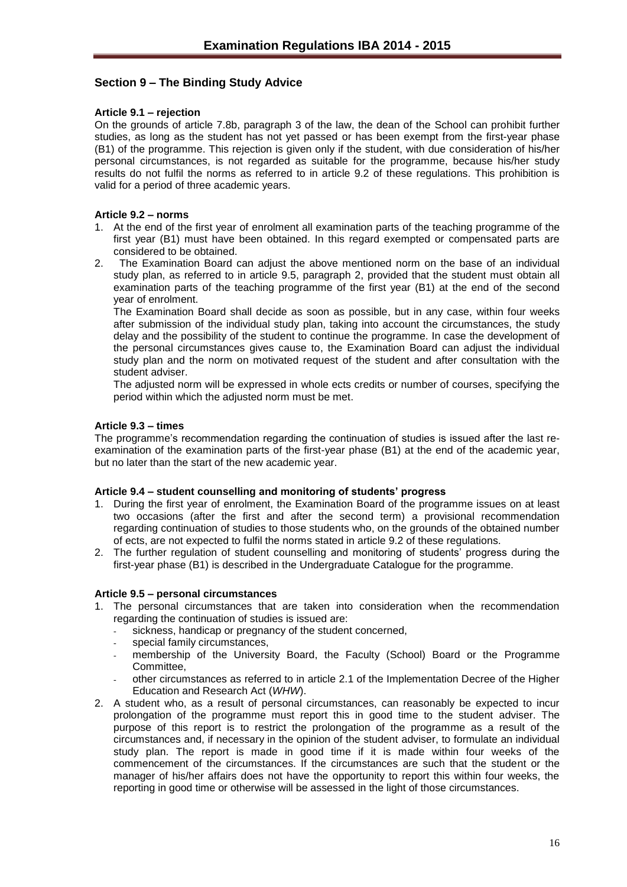## Section 9 – The Binding Study Advice

**Article 9.1 – rejection**

On the grounds of article 7.8b, paragraph 3 of the law, the dean of the School can prohibit further studies, as long as the student has not yet passed or has been exempt from the first-year phase (B1) of the programme. This rejection is given only if the student, with due consideration of his/her personal circumstances, is not regarded as suitable for the programme, because his/her study results do not fulfil the norms as referred to in article 9.2 of these regulations. This prohibition is valid for a period of three academic years.

**Article 9.2 – norms**

1. At the end of the first year of enrolment all examination parts of the teaching programme of the first year (B1) must have been obtained. In this regard exempted or compensated parts are considered to be obtained.
2. The Examination Board can adjust the above mentioned norm on the base of an individual study plan, as referred to in article 9.5, paragraph 2, provided that the student must obtain all examination parts of the teaching programme of the first year (B1) at the end of the second year of enrolment.

   The Examination Board shall decide as soon as possible, but in any case, within four weeks after submission of the individual study plan, taking into account the circumstances, the study delay and the possibility of the student to continue the programme. In case the development of the personal circumstances gives cause to, the Examination Board can adjust the individual study plan and the norm on motivated request of the student and after consultation with the student adviser.

   The adjusted norm will be expressed in whole ects credits or number of courses, specifying the period within which the adjusted norm must be met.

**Article 9.3 – times**

The programme's recommendation regarding the continuation of studies is issued after the last re-examination of the examination parts of the first-year phase (B1) at the end of the academic year, but no later than the start of the new academic year.

**Article 9.4 – student counselling and monitoring of students' progress**

1. During the first year of enrolment, the Examination Board of the programme issues on at least two occasions (after the first and after the second term) a provisional recommendation regarding continuation of studies to those students who, on the grounds of the obtained number of ects, are not expected to fulfil the norms stated in article 9.2 of these regulations.
2. The further regulation of student counselling and monitoring of students' progress during the first-year phase (B1) is described in the Undergraduate Catalogue for the programme.

**Article 9.5 – personal circumstances**

1. The personal circumstances that are taken into consideration when the recommendation regarding the continuation of studies is issued are:
   - sickness, handicap or pregnancy of the student concerned,
   - special family circumstances,
   - membership of the University Board, the Faculty (School) Board or the Programme Committee,
   - other circumstances as referred to in article 2.1 of the Implementation Decree of the Higher Education and Research Act (*WHW*).
2. A student who, as a result of personal circumstances, can reasonably be expected to incur prolongation of the programme must report this in good time to the student adviser. The purpose of this report is to restrict the prolongation of the programme as a result of the circumstances and, if necessary in the opinion of the student adviser, to formulate an individual study plan. The report is made in good time if it is made within four weeks of the commencement of the circumstances. If the circumstances are such that the student or the manager of his/her affairs does not have the opportunity to report this within four weeks, the reporting in good time or otherwise will be assessed in the light of those circumstances.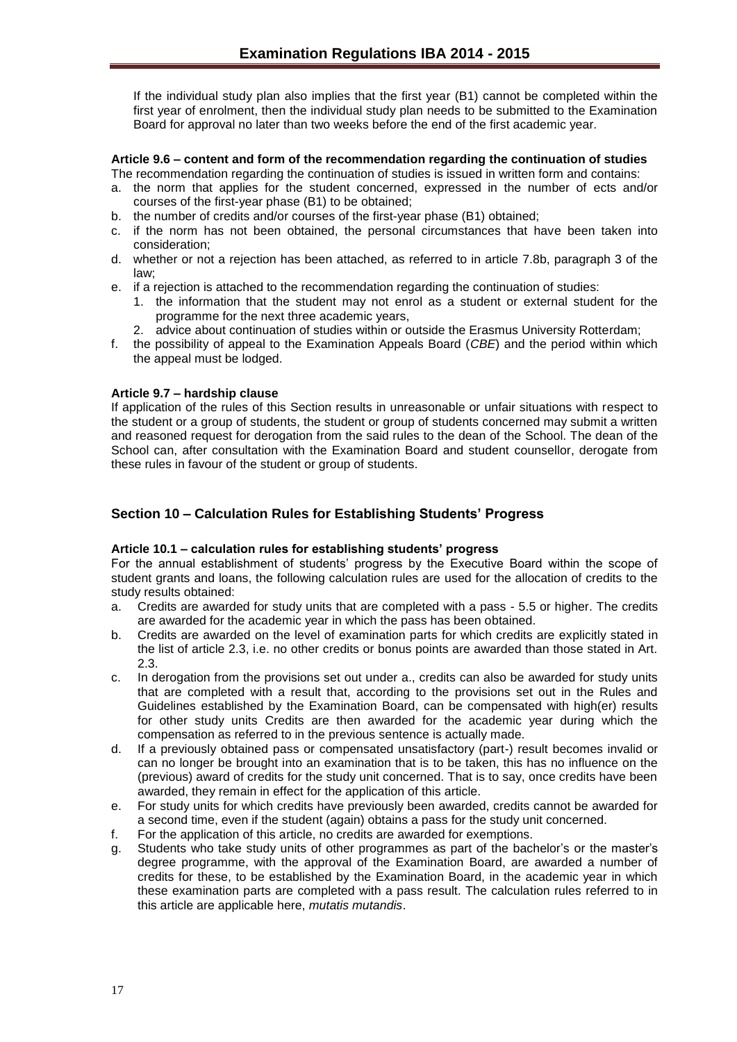If the individual study plan also implies that the first year (B1) cannot be completed within the first year of enrolment, then the individual study plan needs to be submitted to the Examination Board for approval no later than two weeks before the end of the first academic year.

**Article 9.6 – content and form of the recommendation regarding the continuation of studies**

The recommendation regarding the continuation of studies is issued in written form and contains:

a. the norm that applies for the student concerned, expressed in the number of ects and/or courses of the first-year phase (B1) to be obtained;
b. the number of credits and/or courses of the first-year phase (B1) obtained;
c. if the norm has not been obtained, the personal circumstances that have been taken into consideration;
d. whether or not a rejection has been attached, as referred to in article 7.8b, paragraph 3 of the law;
e. if a rejection is attached to the recommendation regarding the continuation of studies:
   1. the information that the student may not enrol as a student or external student for the programme for the next three academic years,
   2. advice about continuation of studies within or outside the Erasmus University Rotterdam;
f. the possibility of appeal to the Examination Appeals Board (*CBE*) and the period within which the appeal must be lodged.

**Article 9.7 – hardship clause**

If application of the rules of this Section results in unreasonable or unfair situations with respect to the student or a group of students, the student or group of students concerned may submit a written and reasoned request for derogation from the said rules to the dean of the School. The dean of the School can, after consultation with the Examination Board and student counsellor, derogate from these rules in favour of the student or group of students.

## Section 10 – Calculation Rules for Establishing Students' Progress

**Article 10.1 – calculation rules for establishing students' progress**

For the annual establishment of students' progress by the Executive Board within the scope of student grants and loans, the following calculation rules are used for the allocation of credits to the study results obtained:

a. Credits are awarded for study units that are completed with a pass - 5.5 or higher. The credits are awarded for the academic year in which the pass has been obtained.
b. Credits are awarded on the level of examination parts for which credits are explicitly stated in the list of article 2.3, i.e. no other credits or bonus points are awarded than those stated in Art. 2.3.
c. In derogation from the provisions set out under a., credits can also be awarded for study units that are completed with a result that, according to the provisions set out in the Rules and Guidelines established by the Examination Board, can be compensated with high(er) results for other study units Credits are then awarded for the academic year during which the compensation as referred to in the previous sentence is actually made.
d. If a previously obtained pass or compensated unsatisfactory (part-) result becomes invalid or can no longer be brought into an examination that is to be taken, this has no influence on the (previous) award of credits for the study unit concerned. That is to say, once credits have been awarded, they remain in effect for the application of this article.
e. For study units for which credits have previously been awarded, credits cannot be awarded for a second time, even if the student (again) obtains a pass for the study unit concerned.
f. For the application of this article, no credits are awarded for exemptions.
g. Students who take study units of other programmes as part of the bachelor's or the master's degree programme, with the approval of the Examination Board, are awarded a number of credits for these, to be established by the Examination Board, in the academic year in which these examination parts are completed with a pass result. The calculation rules referred to in this article are applicable here, *mutatis mutandis*.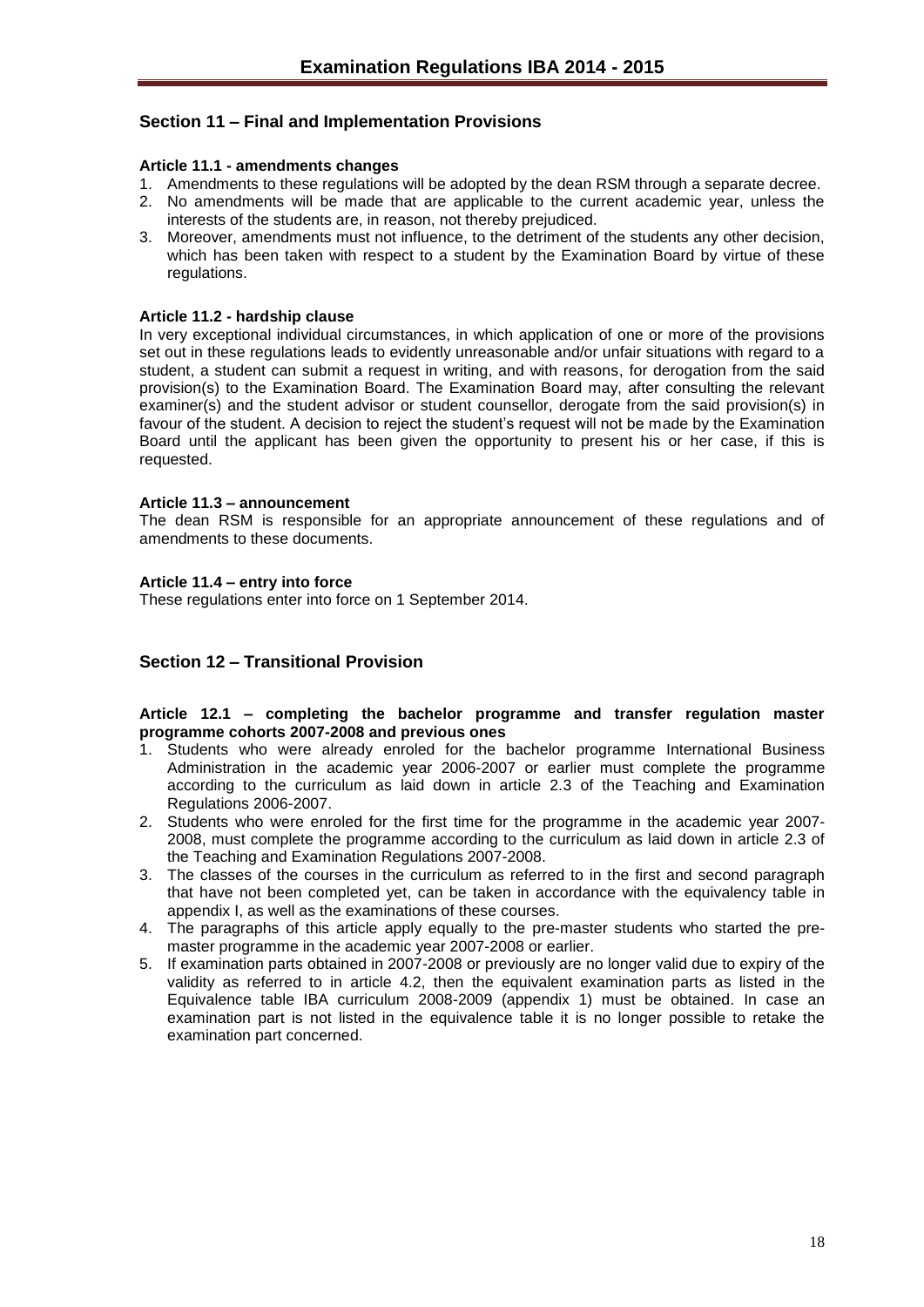## Section 11 – Final and Implementation Provisions

**Article 11.1 - amendments changes**

1. Amendments to these regulations will be adopted by the dean RSM through a separate decree.
2. No amendments will be made that are applicable to the current academic year, unless the interests of the students are, in reason, not thereby prejudiced.
3. Moreover, amendments must not influence, to the detriment of the students any other decision, which has been taken with respect to a student by the Examination Board by virtue of these regulations.

**Article 11.2 - hardship clause**

In very exceptional individual circumstances, in which application of one or more of the provisions set out in these regulations leads to evidently unreasonable and/or unfair situations with regard to a student, a student can submit a request in writing, and with reasons, for derogation from the said provision(s) to the Examination Board. The Examination Board may, after consulting the relevant examiner(s) and the student advisor or student counsellor, derogate from the said provision(s) in favour of the student. A decision to reject the student's request will not be made by the Examination Board until the applicant has been given the opportunity to present his or her case, if this is requested.

**Article 11.3 – announcement**

The dean RSM is responsible for an appropriate announcement of these regulations and of amendments to these documents.

**Article 11.4 – entry into force**

These regulations enter into force on 1 September 2014.

## Section 12 – Transitional Provision

**Article 12.1 – completing the bachelor programme and transfer regulation master programme cohorts 2007-2008 and previous ones**

1. Students who were already enroled for the bachelor programme International Business Administration in the academic year 2006-2007 or earlier must complete the programme according to the curriculum as laid down in article 2.3 of the Teaching and Examination Regulations 2006-2007.
2. Students who were enroled for the first time for the programme in the academic year 2007-2008, must complete the programme according to the curriculum as laid down in article 2.3 of the Teaching and Examination Regulations 2007-2008.
3. The classes of the courses in the curriculum as referred to in the first and second paragraph that have not been completed yet, can be taken in accordance with the equivalency table in appendix I, as well as the examinations of these courses.
4. The paragraphs of this article apply equally to the pre-master students who started the pre-master programme in the academic year 2007-2008 or earlier.
5. If examination parts obtained in 2007-2008 or previously are no longer valid due to expiry of the validity as referred to in article 4.2, then the equivalent examination parts as listed in the Equivalence table IBA curriculum 2008-2009 (appendix 1) must be obtained. In case an examination part is not listed in the equivalence table it is no longer possible to retake the examination part concerned.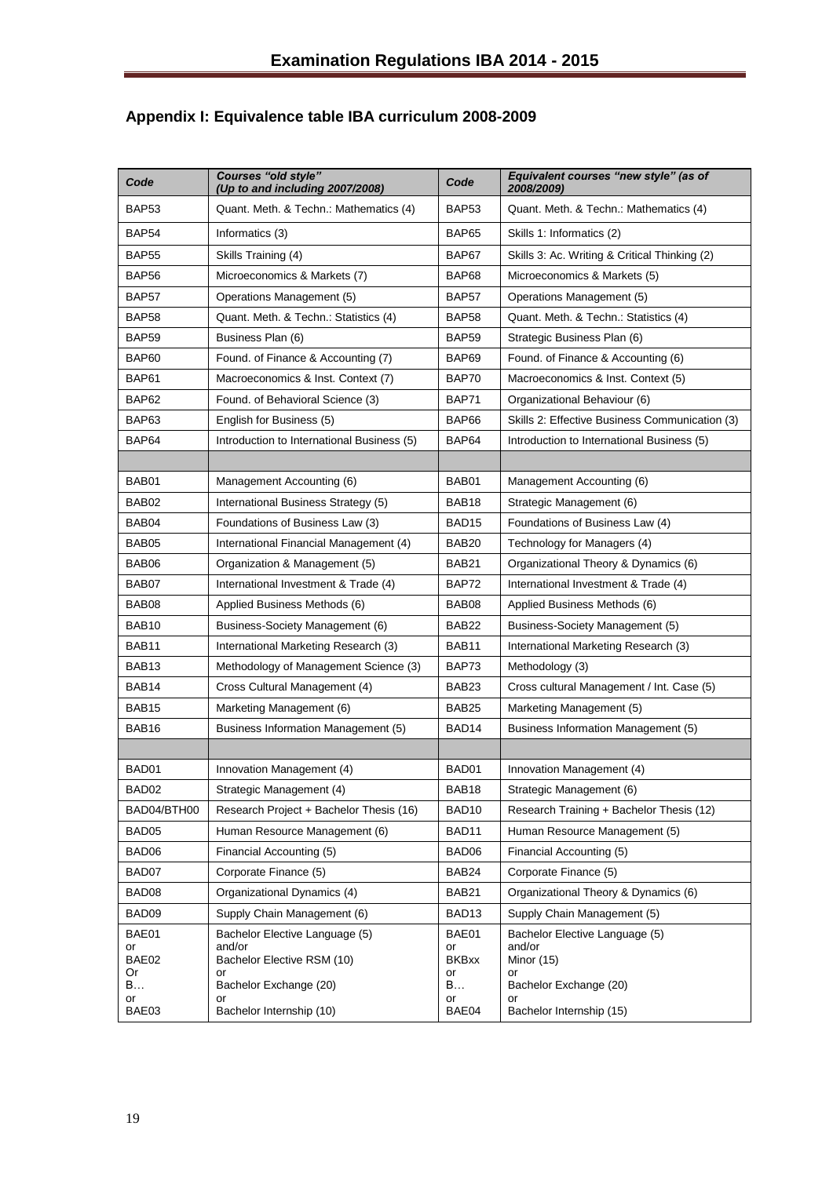## Appendix I: Equivalence table IBA curriculum 2008-2009

| ***Code*** | ***Courses "old style" (Up to and including 2007/2008)*** | ***Code*** | ***Equivalent courses "new style" (as of 2008/2009)*** |
|---|---|---|---|
| BAP53 | Quant. Meth. & Techn.: Mathematics (4) | BAP53 | Quant. Meth. & Techn.: Mathematics (4) |
| BAP54 | Informatics (3) | BAP65 | Skills 1: Informatics (2) |
| BAP55 | Skills Training (4) | BAP67 | Skills 3: Ac. Writing & Critical Thinking (2) |
| BAP56 | Microeconomics & Markets (7) | BAP68 | Microeconomics & Markets (5) |
| BAP57 | Operations Management (5) | BAP57 | Operations Management (5) |
| BAP58 | Quant. Meth. & Techn.: Statistics (4) | BAP58 | Quant. Meth. & Techn.: Statistics (4) |
| BAP59 | Business Plan (6) | BAP59 | Strategic Business Plan (6) |
| BAP60 | Found. of Finance & Accounting (7) | BAP69 | Found. of Finance & Accounting (6) |
| BAP61 | Macroeconomics & Inst. Context (7) | BAP70 | Macroeconomics & Inst. Context (5) |
| BAP62 | Found. of Behavioral Science (3) | BAP71 | Organizational Behaviour (6) |
| BAP63 | English for Business (5) | BAP66 | Skills 2: Effective Business Communication (3) |
| BAP64 | Introduction to International Business (5) | BAP64 | Introduction to International Business (5) |
| | | | |
| BAB01 | Management Accounting (6) | BAB01 | Management Accounting (6) |
| BAB02 | International Business Strategy (5) | BAB18 | Strategic Management (6) |
| BAB04 | Foundations of Business Law (3) | BAD15 | Foundations of Business Law (4) |
| BAB05 | International Financial Management (4) | BAB20 | Technology for Managers (4) |
| BAB06 | Organization & Management (5) | BAB21 | Organizational Theory & Dynamics (6) |
| BAB07 | International Investment & Trade (4) | BAP72 | International Investment & Trade (4) |
| BAB08 | Applied Business Methods (6) | BAB08 | Applied Business Methods (6) |
| BAB10 | Business-Society Management (6) | BAB22 | Business-Society Management (5) |
| BAB11 | International Marketing Research (3) | BAB11 | International Marketing Research (3) |
| BAB13 | Methodology of Management Science (3) | BAP73 | Methodology (3) |
| BAB14 | Cross Cultural Management (4) | BAB23 | Cross cultural Management / Int. Case (5) |
| BAB15 | Marketing Management (6) | BAB25 | Marketing Management (5) |
| BAB16 | Business Information Management (5) | BAD14 | Business Information Management (5) |
| | | | |
| BAD01 | Innovation Management (4) | BAD01 | Innovation Management (4) |
| BAD02 | Strategic Management (4) | BAB18 | Strategic Management (6) |
| BAD04/BTH00 | Research Project + Bachelor Thesis (16) | BAD10 | Research Training + Bachelor Thesis (12) |
| BAD05 | Human Resource Management (6) | BAD11 | Human Resource Management (5) |
| BAD06 | Financial Accounting (5) | BAD06 | Financial Accounting (5) |
| BAD07 | Corporate Finance (5) | BAB24 | Corporate Finance (5) |
| BAD08 | Organizational Dynamics (4) | BAB21 | Organizational Theory & Dynamics (6) |
| BAD09 | Supply Chain Management (6) | BAD13 | Supply Chain Management (5) |
| BAE01 or BAE02 Or B… or BAE03 | Bachelor Elective Language (5) and/or Bachelor Elective RSM (10) or Bachelor Exchange (20) or Bachelor Internship (10) | BAE01 or BKBxx or B… or BAE04 | Bachelor Elective Language (5) and/or Minor (15) or Bachelor Exchange (20) or Bachelor Internship (15) |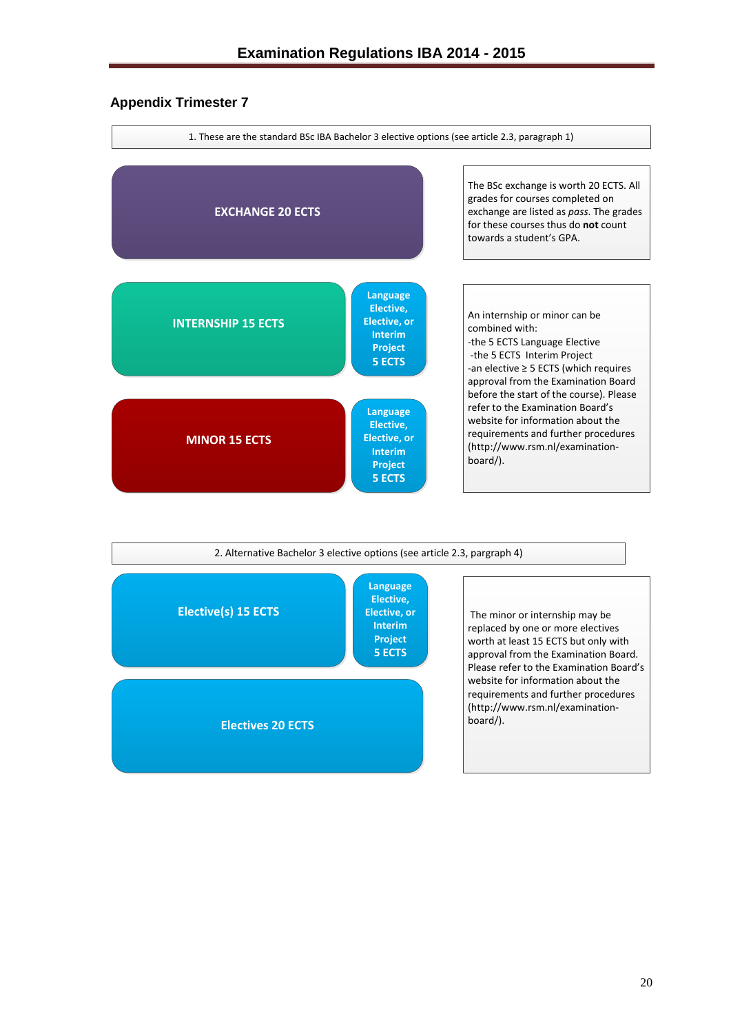## Appendix Trimester 7

1. These are the standard BSc IBA Bachelor 3 elective options (see article 2.3, paragraph 1)

**EXCHANGE 20 ECTS**

The BSc exchange is worth 20 ECTS. All grades for courses completed on exchange are listed as *pass*. The grades for these courses thus do **not** count towards a student's GPA.

**INTERNSHIP 15 ECTS** | **Language Elective, Elective, or Interim Project 5 ECTS**

**MINOR 15 ECTS** | **Language Elective, Elective, or Interim Project 5 ECTS**

An internship or minor can be combined with:
- the 5 ECTS Language Elective
- the 5 ECTS Interim Project
- an elective ≥ 5 ECTS (which requires approval from the Examination Board before the start of the course). Please refer to the Examination Board's website for information about the requirements and further procedures (http://www.rsm.nl/examination-board/).

2. Alternative Bachelor 3 elective options (see article 2.3, pargraph 4)

**Elective(s) 15 ECTS** | **Language Elective, Elective, or Interim Project 5 ECTS**

**Electives 20 ECTS**

The minor or internship may be replaced by one or more electives worth at least 15 ECTS but only with approval from the Examination Board. Please refer to the Examination Board's website for information about the requirements and further procedures (http://www.rsm.nl/examination-board/).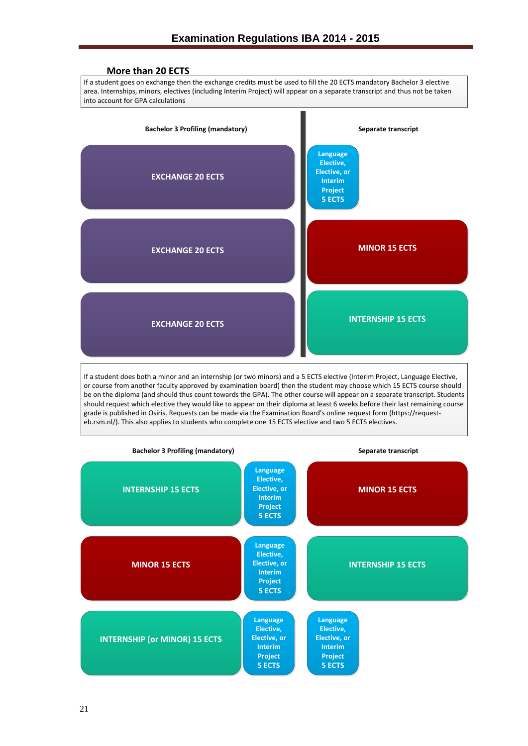## More than 20 ECTS

If a student goes on exchange then the exchange credits must be used to fill the 20 ECTS mandatory Bachelor 3 elective area. Internships, minors, electives (including Interim Project) will appear on a separate transcript and thus not be taken into account for GPA calculations

| Bachelor 3 Profiling (mandatory) | Separate transcript |
|---|---|
| EXCHANGE 20 ECTS | Language Elective, Elective, or Interim Project 5 ECTS |
| EXCHANGE 20 ECTS | MINOR 15 ECTS |
| EXCHANGE 20 ECTS | INTERNSHIP 15 ECTS |

If a student does both a minor and an internship (or two minors) and a 5 ECTS elective (Interim Project, Language Elective, or course from another faculty approved by examination board) then the student may choose which 15 ECTS course should be on the diploma (and should thus count towards the GPA). The other course will appear on a separate transcript. Students should request which elective they would like to appear on their diploma at least 6 weeks before their last remaining course grade is published in Osiris. Requests can be made via the Examination Board's online request form (https://request-eb.rsm.nl/). This also applies to students who complete one 15 ECTS elective and two 5 ECTS electives.

| Bachelor 3 Profiling (mandatory) | | Separate transcript |
|---|---|---|
| INTERNSHIP 15 ECTS | Language Elective, Elective, or Interim Project 5 ECTS | MINOR 15 ECTS |
| MINOR 15 ECTS | Language Elective, Elective, or Interim Project 5 ECTS | INTERNSHIP 15 ECTS |
| INTERNSHIP (or MINOR) 15 ECTS | Language Elective, Elective, or Interim Project 5 ECTS | Language Elective, Elective, or Interim Project 5 ECTS |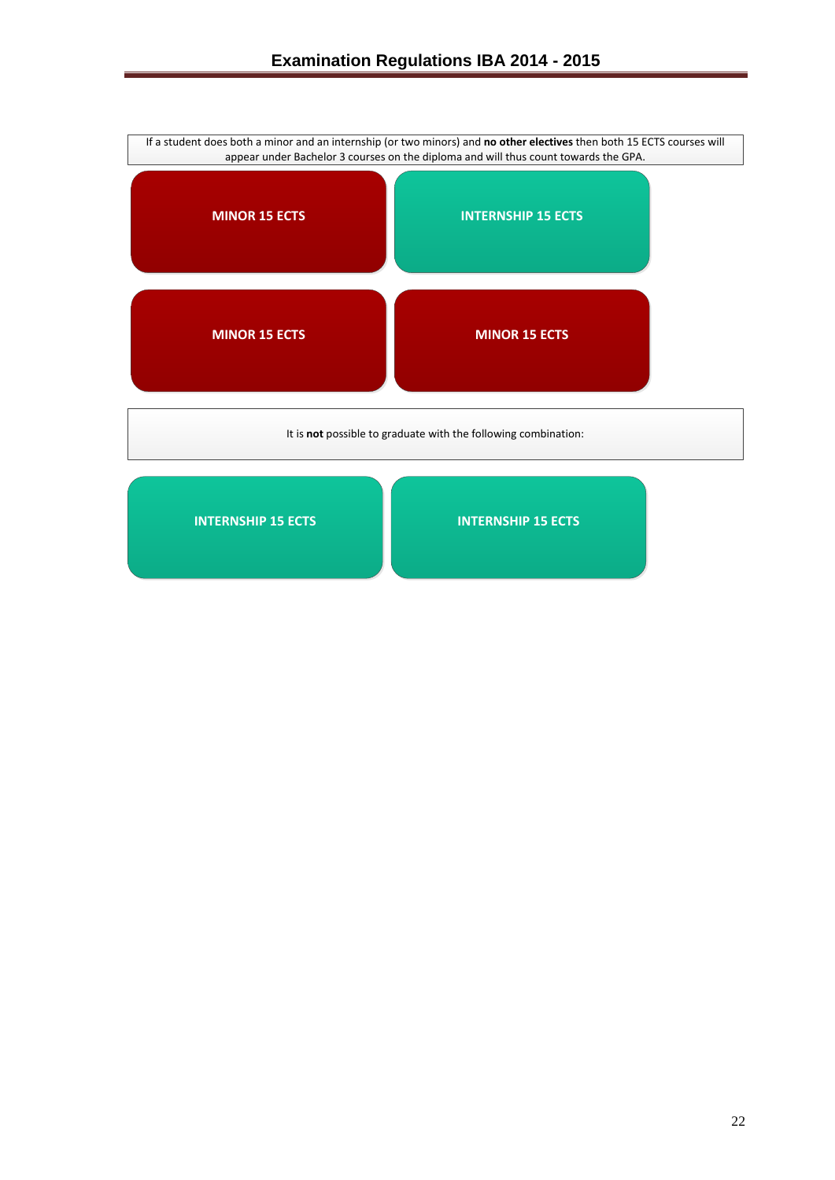If a student does both a minor and an internship (or two minors) and **no other electives** then both 15 ECTS courses will appear under Bachelor 3 courses on the diploma and will thus count towards the GPA.

| | |
|---|---|
| **MINOR 15 ECTS** | **INTERNSHIP 15 ECTS** |
| **MINOR 15 ECTS** | **MINOR 15 ECTS** |

It is **not** possible to graduate with the following combination:

| | |
|---|---|
| **INTERNSHIP 15 ECTS** | **INTERNSHIP 15 ECTS** |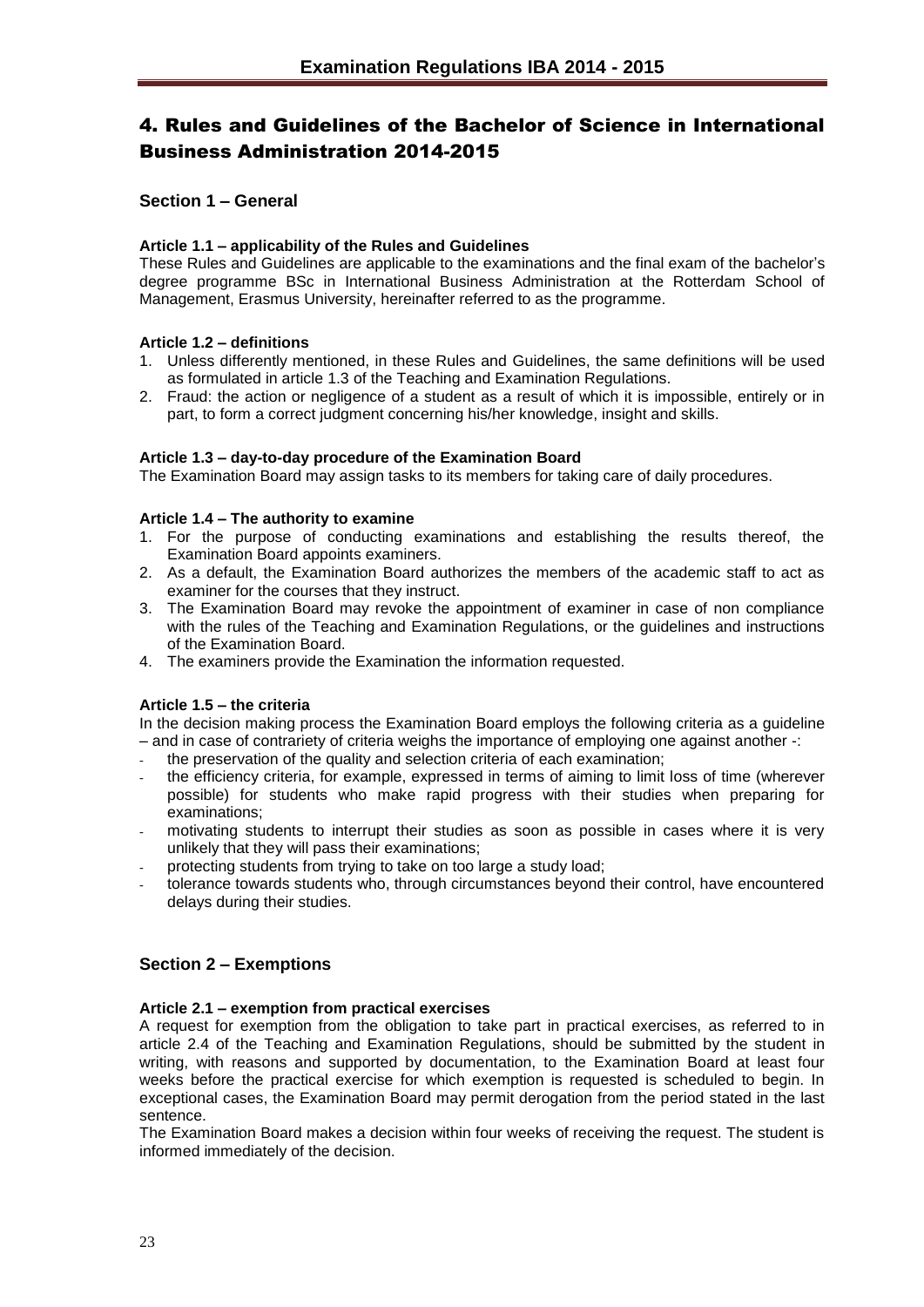# 4. Rules and Guidelines of the Bachelor of Science in International Business Administration 2014-2015

## Section 1 – General

### Article 1.1 – applicability of the Rules and Guidelines

These Rules and Guidelines are applicable to the examinations and the final exam of the bachelor's degree programme BSc in International Business Administration at the Rotterdam School of Management, Erasmus University, hereinafter referred to as the programme.

### Article 1.2 – definitions

1. Unless differently mentioned, in these Rules and Guidelines, the same definitions will be used as formulated in article 1.3 of the Teaching and Examination Regulations.
2. Fraud: the action or negligence of a student as a result of which it is impossible, entirely or in part, to form a correct judgment concerning his/her knowledge, insight and skills.

### Article 1.3 – day-to-day procedure of the Examination Board

The Examination Board may assign tasks to its members for taking care of daily procedures.

### Article 1.4 – The authority to examine

1. For the purpose of conducting examinations and establishing the results thereof, the Examination Board appoints examiners.
2. As a default, the Examination Board authorizes the members of the academic staff to act as examiner for the courses that they instruct.
3. The Examination Board may revoke the appointment of examiner in case of non compliance with the rules of the Teaching and Examination Regulations, or the guidelines and instructions of the Examination Board.
4. The examiners provide the Examination the information requested.

### Article 1.5 – the criteria

In the decision making process the Examination Board employs the following criteria as a guideline – and in case of contrariety of criteria weighs the importance of employing one against another -:

- the preservation of the quality and selection criteria of each examination;
- the efficiency criteria, for example, expressed in terms of aiming to limit loss of time (wherever possible) for students who make rapid progress with their studies when preparing for examinations;
- motivating students to interrupt their studies as soon as possible in cases where it is very unlikely that they will pass their examinations;
- protecting students from trying to take on too large a study load;
- tolerance towards students who, through circumstances beyond their control, have encountered delays during their studies.

## Section 2 – Exemptions

### Article 2.1 – exemption from practical exercises

A request for exemption from the obligation to take part in practical exercises, as referred to in article 2.4 of the Teaching and Examination Regulations, should be submitted by the student in writing, with reasons and supported by documentation, to the Examination Board at least four weeks before the practical exercise for which exemption is requested is scheduled to begin. In exceptional cases, the Examination Board may permit derogation from the period stated in the last sentence.

The Examination Board makes a decision within four weeks of receiving the request. The student is informed immediately of the decision.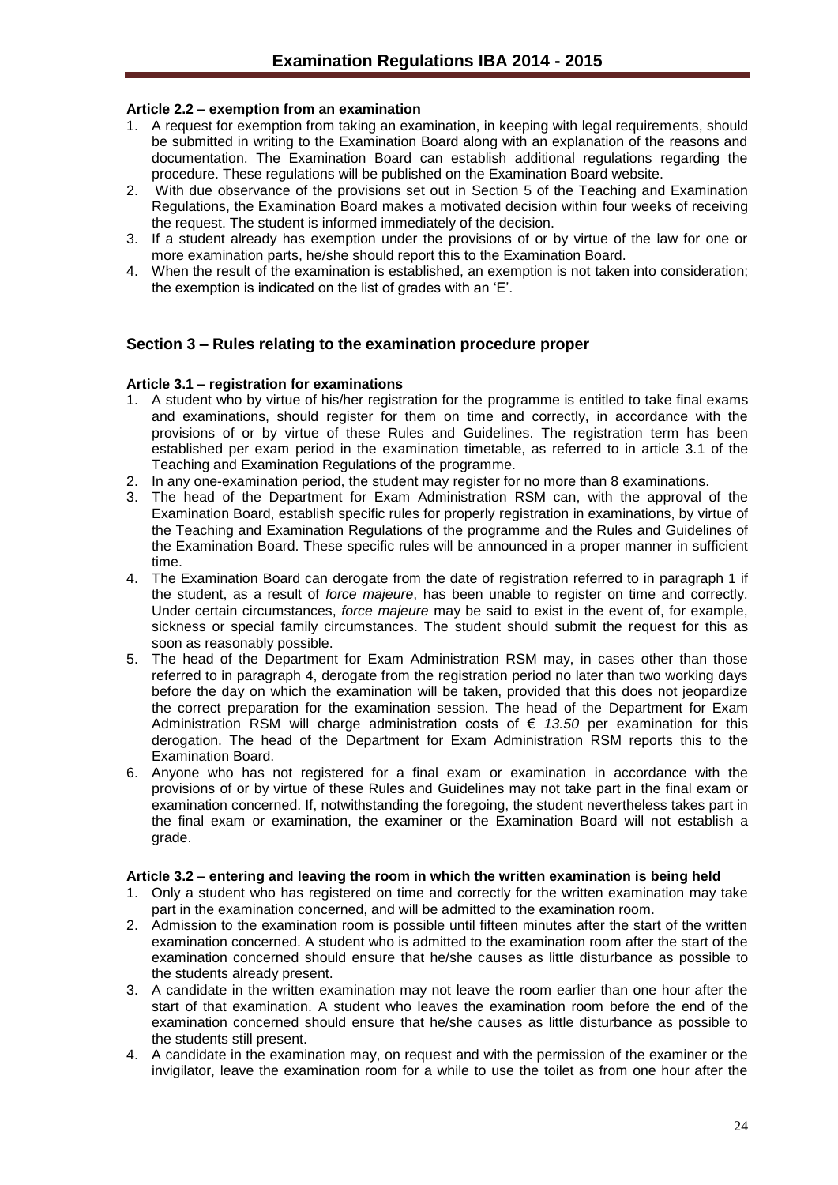**Article 2.2 – exemption from an examination**

1. A request for exemption from taking an examination, in keeping with legal requirements, should be submitted in writing to the Examination Board along with an explanation of the reasons and documentation. The Examination Board can establish additional regulations regarding the procedure. These regulations will be published on the Examination Board website.
2. With due observance of the provisions set out in Section 5 of the Teaching and Examination Regulations, the Examination Board makes a motivated decision within four weeks of receiving the request. The student is informed immediately of the decision.
3. If a student already has exemption under the provisions of or by virtue of the law for one or more examination parts, he/she should report this to the Examination Board.
4. When the result of the examination is established, an exemption is not taken into consideration; the exemption is indicated on the list of grades with an 'E'.

## Section 3 – Rules relating to the examination procedure proper

**Article 3.1 – registration for examinations**

1. A student who by virtue of his/her registration for the programme is entitled to take final exams and examinations, should register for them on time and correctly, in accordance with the provisions of or by virtue of these Rules and Guidelines. The registration term has been established per exam period in the examination timetable, as referred to in article 3.1 of the Teaching and Examination Regulations of the programme.
2. In any one-examination period, the student may register for no more than 8 examinations.
3. The head of the Department for Exam Administration RSM can, with the approval of the Examination Board, establish specific rules for properly registration in examinations, by virtue of the Teaching and Examination Regulations of the programme and the Rules and Guidelines of the Examination Board. These specific rules will be announced in a proper manner in sufficient time.
4. The Examination Board can derogate from the date of registration referred to in paragraph 1 if the student, as a result of *force majeure*, has been unable to register on time and correctly. Under certain circumstances, *force majeure* may be said to exist in the event of, for example, sickness or special family circumstances. The student should submit the request for this as soon as reasonably possible.
5. The head of the Department for Exam Administration RSM may, in cases other than those referred to in paragraph 4, derogate from the registration period no later than two working days before the day on which the examination will be taken, provided that this does not jeopardize the correct preparation for the examination session. The head of the Department for Exam Administration RSM will charge administration costs of € *13.50* per examination for this derogation. The head of the Department for Exam Administration RSM reports this to the Examination Board.
6. Anyone who has not registered for a final exam or examination in accordance with the provisions of or by virtue of these Rules and Guidelines may not take part in the final exam or examination concerned. If, notwithstanding the foregoing, the student nevertheless takes part in the final exam or examination, the examiner or the Examination Board will not establish a grade.

**Article 3.2 – entering and leaving the room in which the written examination is being held**

1. Only a student who has registered on time and correctly for the written examination may take part in the examination concerned, and will be admitted to the examination room.
2. Admission to the examination room is possible until fifteen minutes after the start of the written examination concerned. A student who is admitted to the examination room after the start of the examination concerned should ensure that he/she causes as little disturbance as possible to the students already present.
3. A candidate in the written examination may not leave the room earlier than one hour after the start of that examination. A student who leaves the examination room before the end of the examination concerned should ensure that he/she causes as little disturbance as possible to the students still present.
4. A candidate in the examination may, on request and with the permission of the examiner or the invigilator, leave the examination room for a while to use the toilet as from one hour after the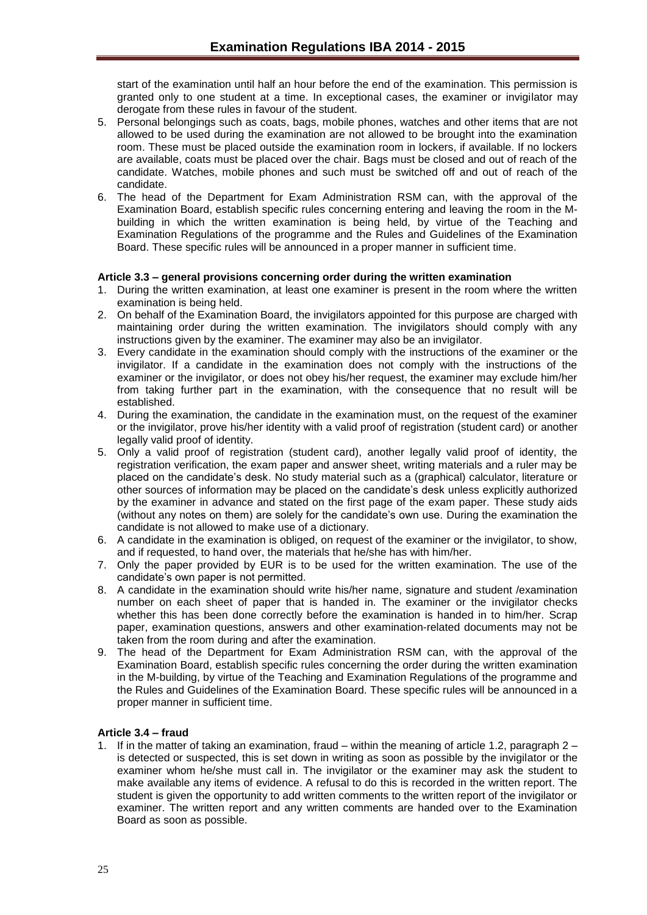start of the examination until half an hour before the end of the examination. This permission is granted only to one student at a time. In exceptional cases, the examiner or invigilator may derogate from these rules in favour of the student.

5. Personal belongings such as coats, bags, mobile phones, watches and other items that are not allowed to be used during the examination are not allowed to be brought into the examination room. These must be placed outside the examination room in lockers, if available. If no lockers are available, coats must be placed over the chair. Bags must be closed and out of reach of the candidate. Watches, mobile phones and such must be switched off and out of reach of the candidate.
6. The head of the Department for Exam Administration RSM can, with the approval of the Examination Board, establish specific rules concerning entering and leaving the room in the M-building in which the written examination is being held, by virtue of the Teaching and Examination Regulations of the programme and the Rules and Guidelines of the Examination Board. These specific rules will be announced in a proper manner in sufficient time.

**Article 3.3 – general provisions concerning order during the written examination**

1. During the written examination, at least one examiner is present in the room where the written examination is being held.
2. On behalf of the Examination Board, the invigilators appointed for this purpose are charged with maintaining order during the written examination. The invigilators should comply with any instructions given by the examiner. The examiner may also be an invigilator.
3. Every candidate in the examination should comply with the instructions of the examiner or the invigilator. If a candidate in the examination does not comply with the instructions of the examiner or the invigilator, or does not obey his/her request, the examiner may exclude him/her from taking further part in the examination, with the consequence that no result will be established.
4. During the examination, the candidate in the examination must, on the request of the examiner or the invigilator, prove his/her identity with a valid proof of registration (student card) or another legally valid proof of identity.
5. Only a valid proof of registration (student card), another legally valid proof of identity, the registration verification, the exam paper and answer sheet, writing materials and a ruler may be placed on the candidate's desk. No study material such as a (graphical) calculator, literature or other sources of information may be placed on the candidate's desk unless explicitly authorized by the examiner in advance and stated on the first page of the exam paper. These study aids (without any notes on them) are solely for the candidate's own use. During the examination the candidate is not allowed to make use of a dictionary.
6. A candidate in the examination is obliged, on request of the examiner or the invigilator, to show, and if requested, to hand over, the materials that he/she has with him/her.
7. Only the paper provided by EUR is to be used for the written examination. The use of the candidate's own paper is not permitted.
8. A candidate in the examination should write his/her name, signature and student /examination number on each sheet of paper that is handed in. The examiner or the invigilator checks whether this has been done correctly before the examination is handed in to him/her. Scrap paper, examination questions, answers and other examination-related documents may not be taken from the room during and after the examination.
9. The head of the Department for Exam Administration RSM can, with the approval of the Examination Board, establish specific rules concerning the order during the written examination in the M-building, by virtue of the Teaching and Examination Regulations of the programme and the Rules and Guidelines of the Examination Board. These specific rules will be announced in a proper manner in sufficient time.

**Article 3.4 – fraud**

1. If in the matter of taking an examination, fraud – within the meaning of article 1.2, paragraph 2 – is detected or suspected, this is set down in writing as soon as possible by the invigilator or the examiner whom he/she must call in. The invigilator or the examiner may ask the student to make available any items of evidence. A refusal to do this is recorded in the written report. The student is given the opportunity to add written comments to the written report of the invigilator or examiner. The written report and any written comments are handed over to the Examination Board as soon as possible.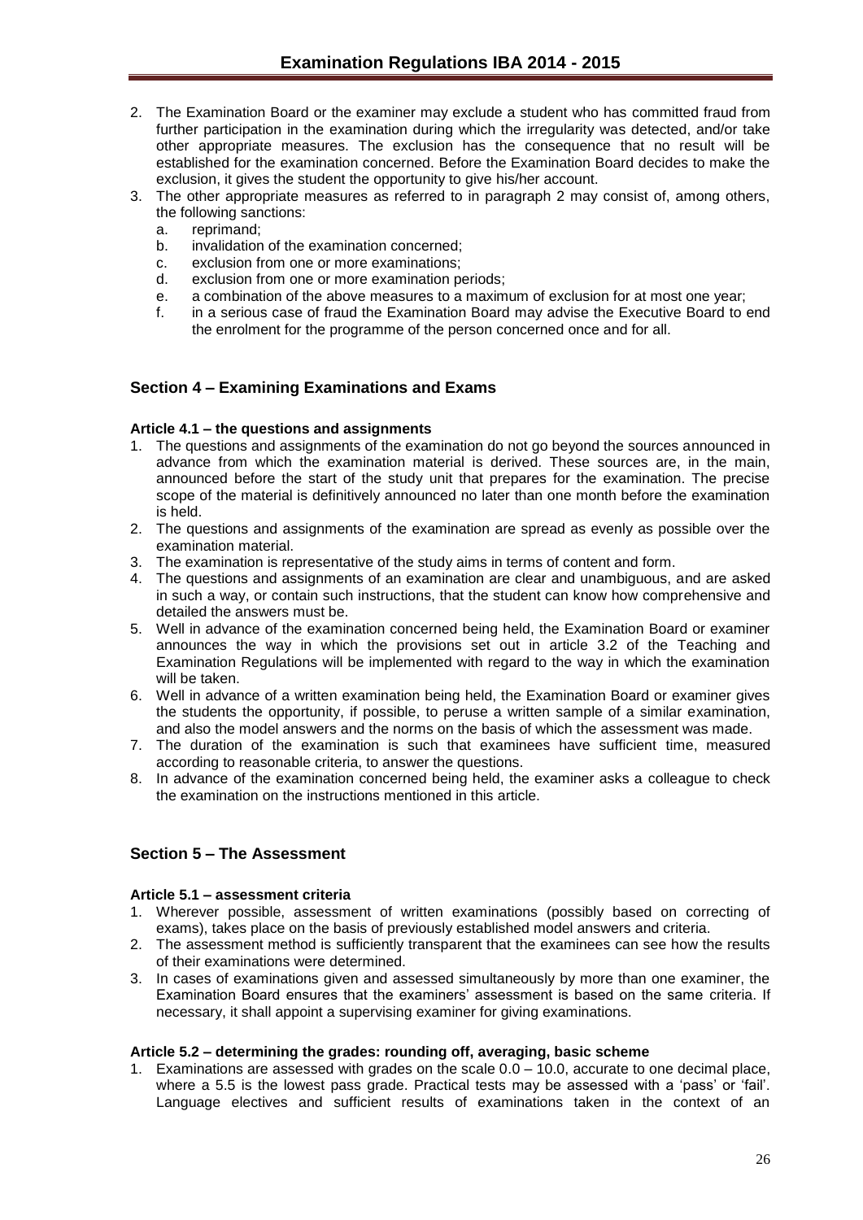2. The Examination Board or the examiner may exclude a student who has committed fraud from further participation in the examination during which the irregularity was detected, and/or take other appropriate measures. The exclusion has the consequence that no result will be established for the examination concerned. Before the Examination Board decides to make the exclusion, it gives the student the opportunity to give his/her account.
3. The other appropriate measures as referred to in paragraph 2 may consist of, among others, the following sanctions:
   a. reprimand;
   b. invalidation of the examination concerned;
   c. exclusion from one or more examinations;
   d. exclusion from one or more examination periods;
   e. a combination of the above measures to a maximum of exclusion for at most one year;
   f. in a serious case of fraud the Examination Board may advise the Executive Board to end the enrolment for the programme of the person concerned once and for all.

## Section 4 – Examining Examinations and Exams

### Article 4.1 – the questions and assignments

1. The questions and assignments of the examination do not go beyond the sources announced in advance from which the examination material is derived. These sources are, in the main, announced before the start of the study unit that prepares for the examination. The precise scope of the material is definitively announced no later than one month before the examination is held.
2. The questions and assignments of the examination are spread as evenly as possible over the examination material.
3. The examination is representative of the study aims in terms of content and form.
4. The questions and assignments of an examination are clear and unambiguous, and are asked in such a way, or contain such instructions, that the student can know how comprehensive and detailed the answers must be.
5. Well in advance of the examination concerned being held, the Examination Board or examiner announces the way in which the provisions set out in article 3.2 of the Teaching and Examination Regulations will be implemented with regard to the way in which the examination will be taken.
6. Well in advance of a written examination being held, the Examination Board or examiner gives the students the opportunity, if possible, to peruse a written sample of a similar examination, and also the model answers and the norms on the basis of which the assessment was made.
7. The duration of the examination is such that examinees have sufficient time, measured according to reasonable criteria, to answer the questions.
8. In advance of the examination concerned being held, the examiner asks a colleague to check the examination on the instructions mentioned in this article.

## Section 5 – The Assessment

### Article 5.1 – assessment criteria

1. Wherever possible, assessment of written examinations (possibly based on correcting of exams), takes place on the basis of previously established model answers and criteria.
2. The assessment method is sufficiently transparent that the examinees can see how the results of their examinations were determined.
3. In cases of examinations given and assessed simultaneously by more than one examiner, the Examination Board ensures that the examiners' assessment is based on the same criteria. If necessary, it shall appoint a supervising examiner for giving examinations.

### Article 5.2 – determining the grades: rounding off, averaging, basic scheme

1. Examinations are assessed with grades on the scale 0.0 – 10.0, accurate to one decimal place, where a 5.5 is the lowest pass grade. Practical tests may be assessed with a 'pass' or 'fail'. Language electives and sufficient results of examinations taken in the context of an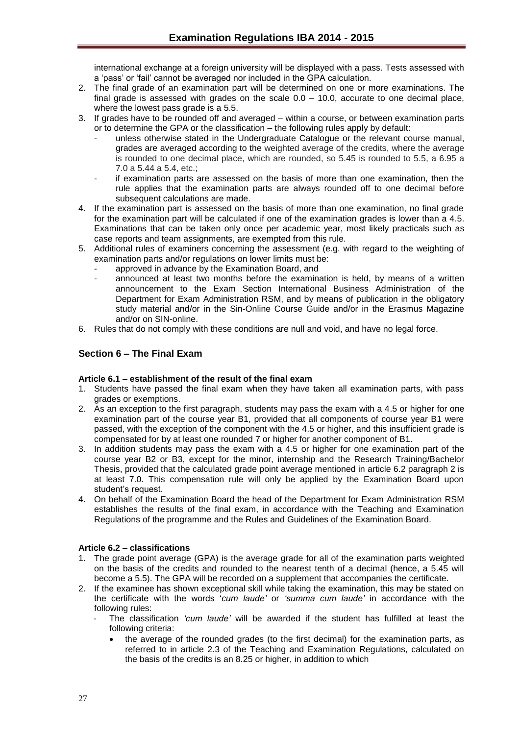international exchange at a foreign university will be displayed with a pass. Tests assessed with a 'pass' or 'fail' cannot be averaged nor included in the GPA calculation.

2. The final grade of an examination part will be determined on one or more examinations. The final grade is assessed with grades on the scale 0.0 – 10.0, accurate to one decimal place, where the lowest pass grade is a 5.5.
3. If grades have to be rounded off and averaged – within a course, or between examination parts or to determine the GPA or the classification – the following rules apply by default:
   - unless otherwise stated in the Undergraduate Catalogue or the relevant course manual, grades are averaged according to the weighted average of the credits, where the average is rounded to one decimal place, which are rounded, so 5.45 is rounded to 5.5, a 6.95 a 7.0 a 5.44 a 5.4, etc.;
   - if examination parts are assessed on the basis of more than one examination, then the rule applies that the examination parts are always rounded off to one decimal before subsequent calculations are made.
4. If the examination part is assessed on the basis of more than one examination, no final grade for the examination part will be calculated if one of the examination grades is lower than a 4.5. Examinations that can be taken only once per academic year, most likely practicals such as case reports and team assignments, are exempted from this rule.
5. Additional rules of examiners concerning the assessment (e.g. with regard to the weighting of examination parts and/or regulations on lower limits must be:
   - approved in advance by the Examination Board, and
   - announced at least two months before the examination is held, by means of a written announcement to the Exam Section International Business Administration of the Department for Exam Administration RSM, and by means of publication in the obligatory study material and/or in the Sin-Online Course Guide and/or in the Erasmus Magazine and/or on SIN-online.
6. Rules that do not comply with these conditions are null and void, and have no legal force.

## Section 6 – The Final Exam

### Article 6.1 – establishment of the result of the final exam

1. Students have passed the final exam when they have taken all examination parts, with pass grades or exemptions.
2. As an exception to the first paragraph, students may pass the exam with a 4.5 or higher for one examination part of the course year B1, provided that all components of course year B1 were passed, with the exception of the component with the 4.5 or higher, and this insufficient grade is compensated for by at least one rounded 7 or higher for another component of B1.
3. In addition students may pass the exam with a 4.5 or higher for one examination part of the course year B2 or B3, except for the minor, internship and the Research Training/Bachelor Thesis, provided that the calculated grade point average mentioned in article 6.2 paragraph 2 is at least 7.0. This compensation rule will only be applied by the Examination Board upon student's request.
4. On behalf of the Examination Board the head of the Department for Exam Administration RSM establishes the results of the final exam, in accordance with the Teaching and Examination Regulations of the programme and the Rules and Guidelines of the Examination Board.

### Article 6.2 – classifications

1. The grade point average (GPA) is the average grade for all of the examination parts weighted on the basis of the credits and rounded to the nearest tenth of a decimal (hence, a 5.45 will become a 5.5). The GPA will be recorded on a supplement that accompanies the certificate.
2. If the examinee has shown exceptional skill while taking the examination, this may be stated on the certificate with the words '*cum laude'* or *'summa cum laude'* in accordance with the following rules:
   - The classification *'cum laude'* will be awarded if the student has fulfilled at least the following criteria:
     - the average of the rounded grades (to the first decimal) for the examination parts, as referred to in article 2.3 of the Teaching and Examination Regulations, calculated on the basis of the credits is an 8.25 or higher, in addition to which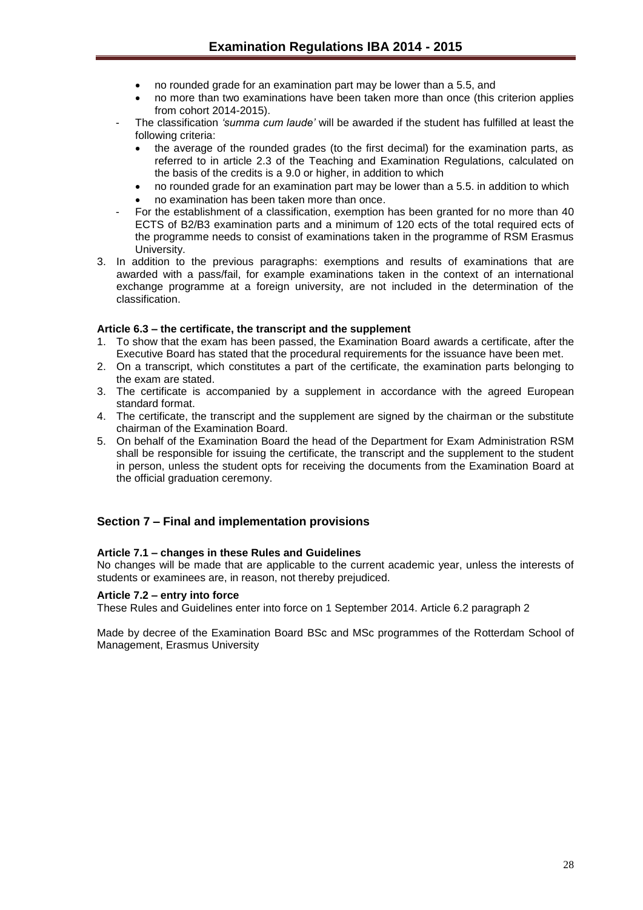- no rounded grade for an examination part may be lower than a 5.5, and
- no more than two examinations have been taken more than once (this criterion applies from cohort 2014-2015).

- The classification *'summa cum laude'* will be awarded if the student has fulfilled at least the following criteria:
  - the average of the rounded grades (to the first decimal) for the examination parts, as referred to in article 2.3 of the Teaching and Examination Regulations, calculated on the basis of the credits is a 9.0 or higher, in addition to which
  - no rounded grade for an examination part may be lower than a 5.5. in addition to which
  - no examination has been taken more than once.
- For the establishment of a classification, exemption has been granted for no more than 40 ECTS of B2/B3 examination parts and a minimum of 120 ects of the total required ects of the programme needs to consist of examinations taken in the programme of RSM Erasmus University.

3. In addition to the previous paragraphs: exemptions and results of examinations that are awarded with a pass/fail, for example examinations taken in the context of an international exchange programme at a foreign university, are not included in the determination of the classification.

#### Article 6.3 – the certificate, the transcript and the supplement

1. To show that the exam has been passed, the Examination Board awards a certificate, after the Executive Board has stated that the procedural requirements for the issuance have been met.
2. On a transcript, which constitutes a part of the certificate, the examination parts belonging to the exam are stated.
3. The certificate is accompanied by a supplement in accordance with the agreed European standard format.
4. The certificate, the transcript and the supplement are signed by the chairman or the substitute chairman of the Examination Board.
5. On behalf of the Examination Board the head of the Department for Exam Administration RSM shall be responsible for issuing the certificate, the transcript and the supplement to the student in person, unless the student opts for receiving the documents from the Examination Board at the official graduation ceremony.

## Section 7 – Final and implementation provisions

#### Article 7.1 – changes in these Rules and Guidelines

No changes will be made that are applicable to the current academic year, unless the interests of students or examinees are, in reason, not thereby prejudiced.

#### Article 7.2 – entry into force

These Rules and Guidelines enter into force on 1 September 2014. Article 6.2 paragraph 2

Made by decree of the Examination Board BSc and MSc programmes of the Rotterdam School of Management, Erasmus University